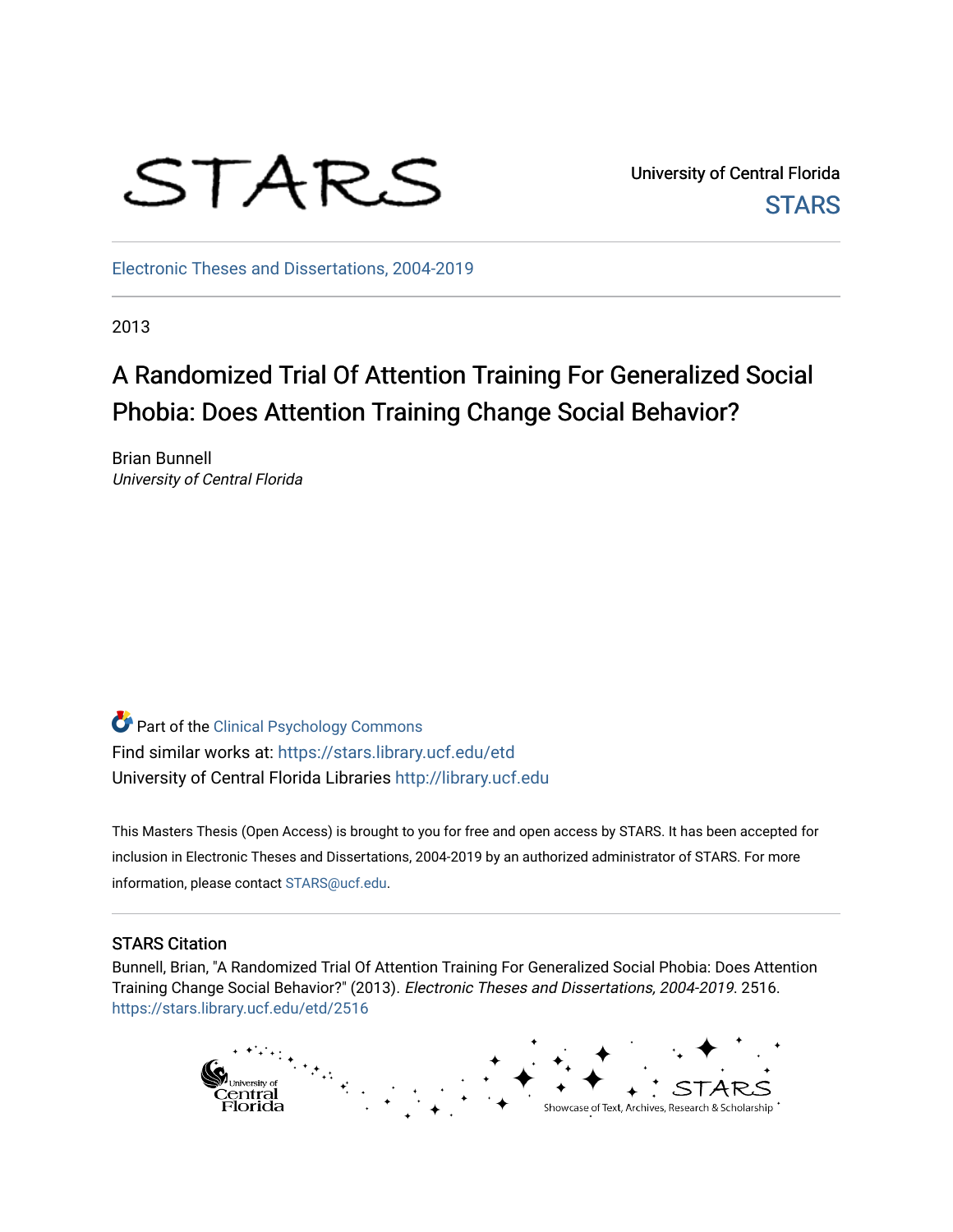STARS

University of Central Florida

STARS

Electronic Theses and Dissertations, 2004-2019

2013

# A Randomized Trial Of Attention Training For Generalized Social Phobia: Does Attention Training Change Social Behavior?

Brian Bunnell
*University of Central Florida*

Part of the Clinical Psychology Commons
Find similar works at: https://stars.library.ucf.edu/etd
University of Central Florida Libraries http://library.ucf.edu

This Masters Thesis (Open Access) is brought to you for free and open access by STARS. It has been accepted for inclusion in Electronic Theses and Dissertations, 2004-2019 by an authorized administrator of STARS. For more information, please contact STARS@ucf.edu.

## STARS Citation

Bunnell, Brian, "A Randomized Trial Of Attention Training For Generalized Social Phobia: Does Attention Training Change Social Behavior?" (2013). *Electronic Theses and Dissertations, 2004-2019*. 2516.
https://stars.library.ucf.edu/etd/2516

University of Central Florida

STARS Showcase of Text, Archives, Research & Scholarship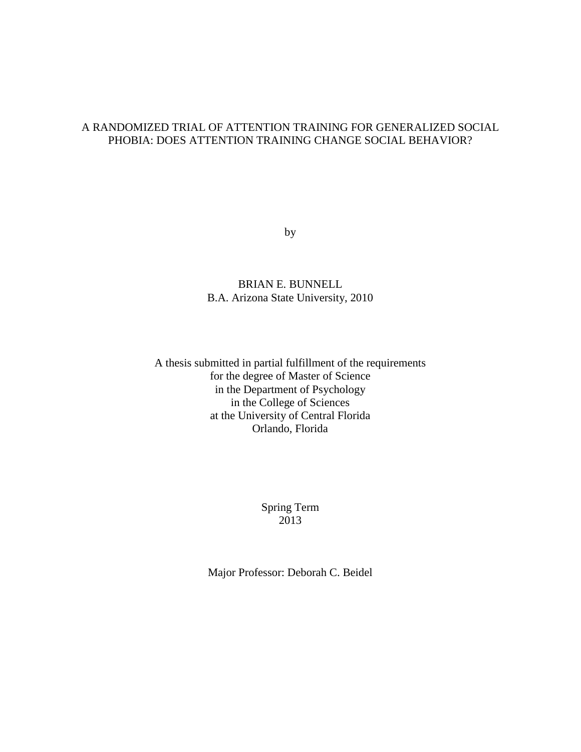# A RANDOMIZED TRIAL OF ATTENTION TRAINING FOR GENERALIZED SOCIAL PHOBIA: DOES ATTENTION TRAINING CHANGE SOCIAL BEHAVIOR?

by

BRIAN E. BUNNELL
B.A. Arizona State University, 2010

A thesis submitted in partial fulfillment of the requirements
for the degree of Master of Science
in the Department of Psychology
in the College of Sciences
at the University of Central Florida
Orlando, Florida

Spring Term
2013

Major Professor: Deborah C. Beidel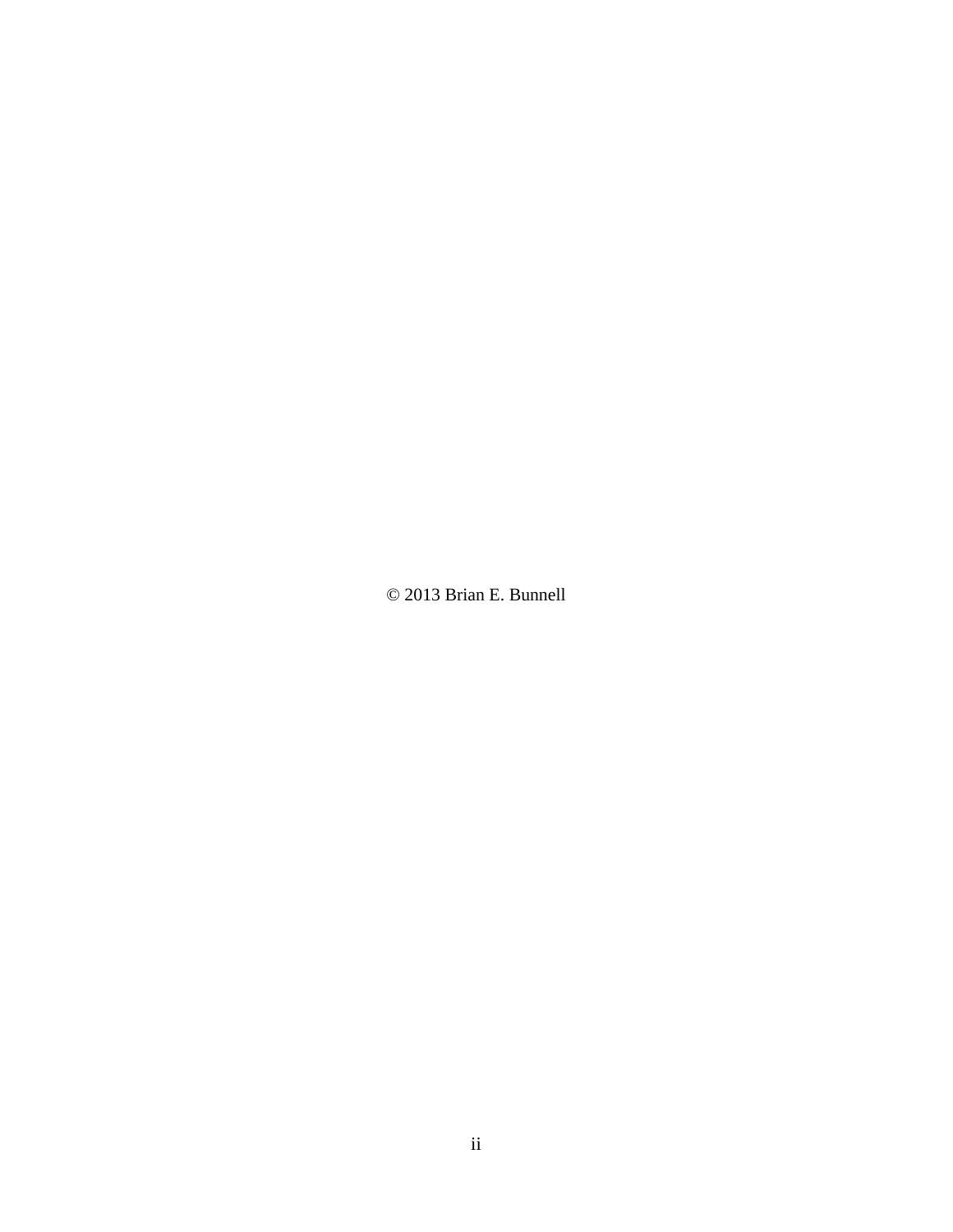© 2013 Brian E. Bunnell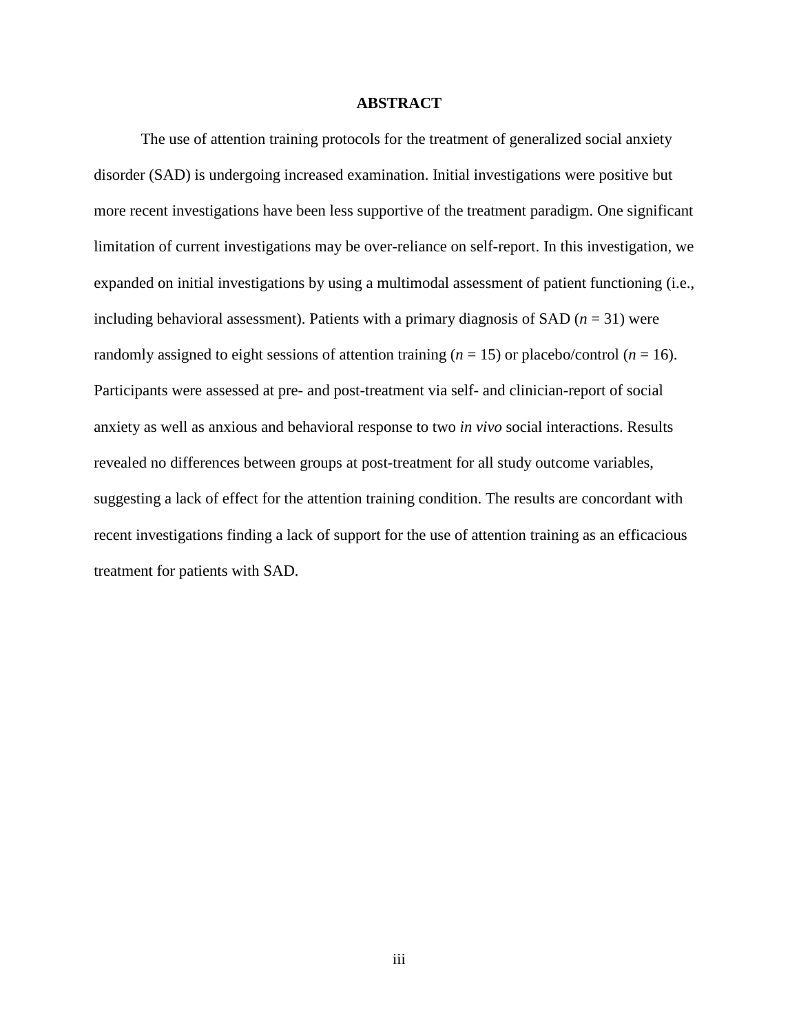## ABSTRACT

The use of attention training protocols for the treatment of generalized social anxiety disorder (SAD) is undergoing increased examination. Initial investigations were positive but more recent investigations have been less supportive of the treatment paradigm. One significant limitation of current investigations may be over-reliance on self-report. In this investigation, we expanded on initial investigations by using a multimodal assessment of patient functioning (i.e., including behavioral assessment). Patients with a primary diagnosis of SAD ($n$ = 31) were randomly assigned to eight sessions of attention training ($n$ = 15) or placebo/control ($n$ = 16). Participants were assessed at pre- and post-treatment via self- and clinician-report of social anxiety as well as anxious and behavioral response to two *in vivo* social interactions. Results revealed no differences between groups at post-treatment for all study outcome variables, suggesting a lack of effect for the attention training condition. The results are concordant with recent investigations finding a lack of support for the use of attention training as an efficacious treatment for patients with SAD.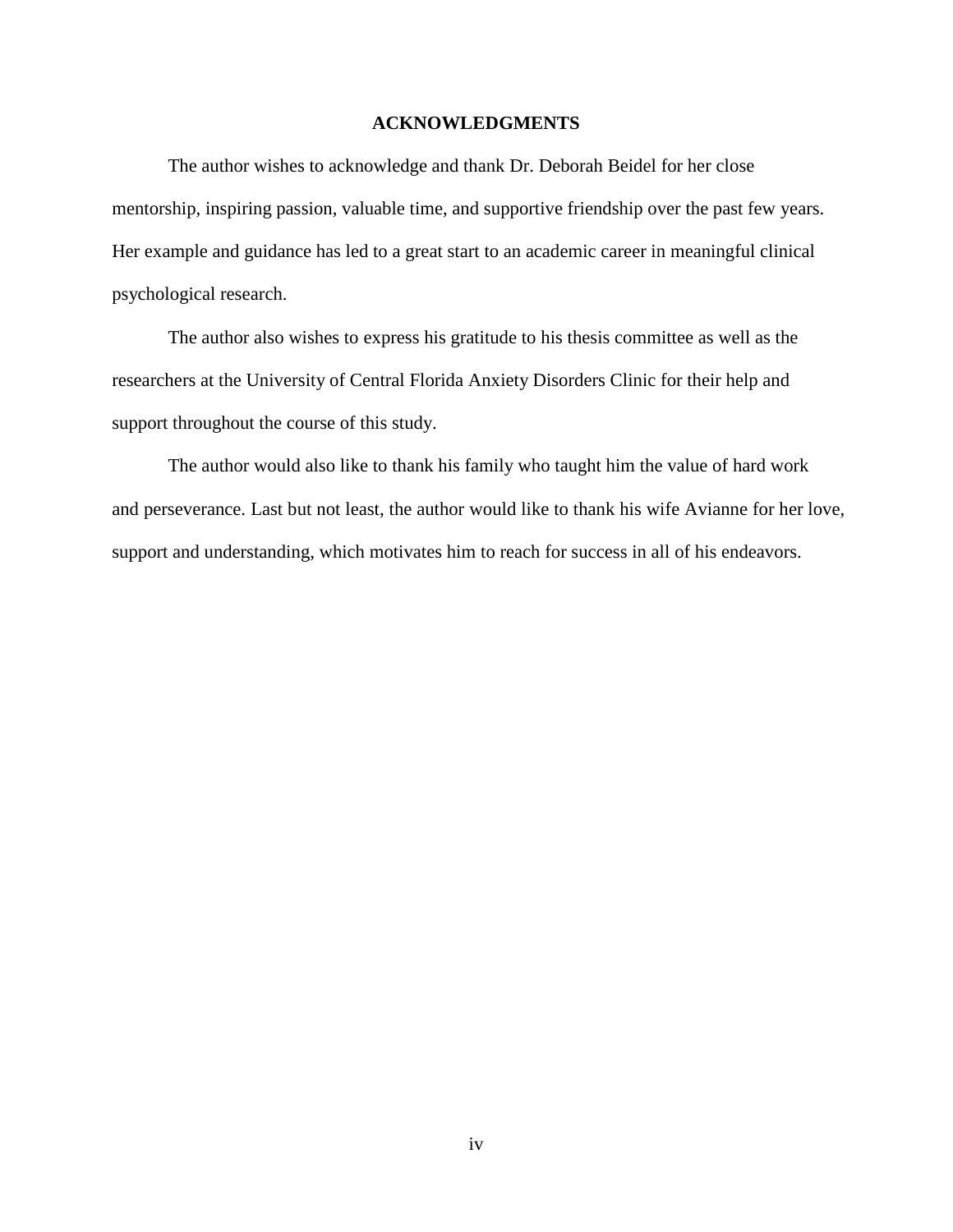# ACKNOWLEDGMENTS

The author wishes to acknowledge and thank Dr. Deborah Beidel for her close mentorship, inspiring passion, valuable time, and supportive friendship over the past few years. Her example and guidance has led to a great start to an academic career in meaningful clinical psychological research.

The author also wishes to express his gratitude to his thesis committee as well as the researchers at the University of Central Florida Anxiety Disorders Clinic for their help and support throughout the course of this study.

The author would also like to thank his family who taught him the value of hard work and perseverance. Last but not least, the author would like to thank his wife Avianne for her love, support and understanding, which motivates him to reach for success in all of his endeavors.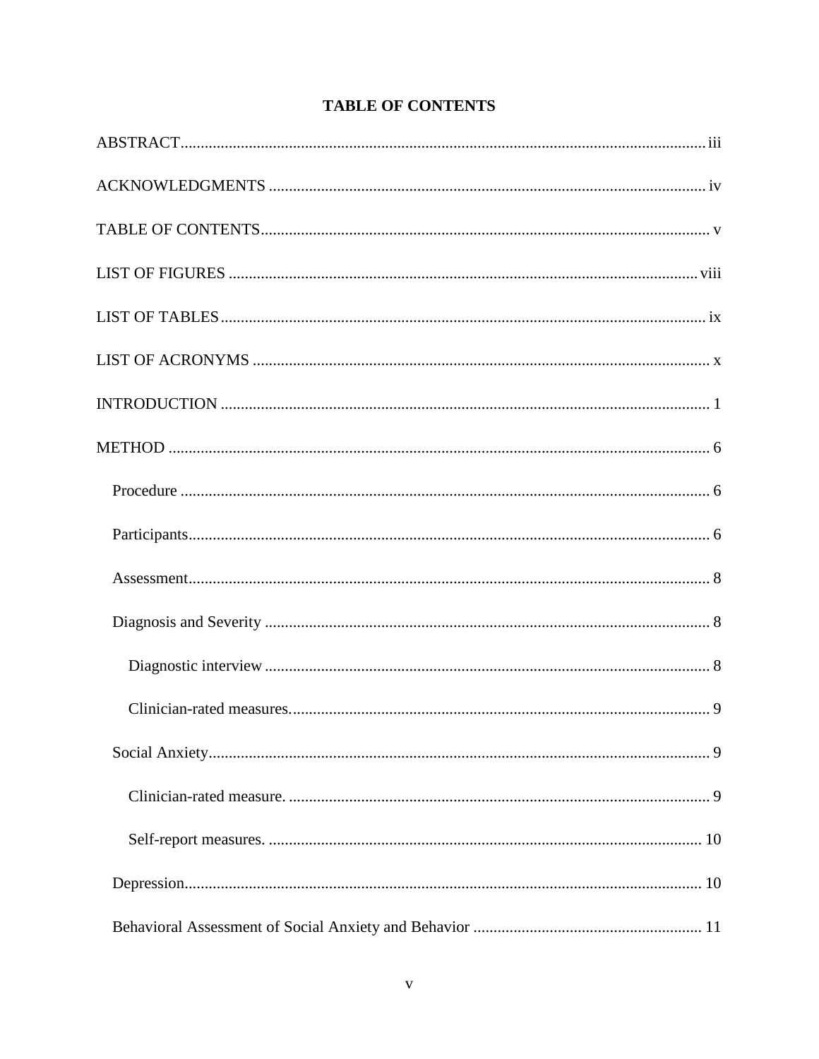# TABLE OF CONTENTS

ABSTRACT .......... iii

ACKNOWLEDGMENTS .......... iv

TABLE OF CONTENTS .......... v

LIST OF FIGURES .......... viii

LIST OF TABLES .......... ix

LIST OF ACRONYMS .......... x

INTRODUCTION .......... 1

METHOD .......... 6

- Procedure .......... 6
- Participants .......... 6
- Assessment .......... 8
- Diagnosis and Severity .......... 8
  - Diagnostic interview .......... 8
  - Clinician-rated measures .......... 9
- Social Anxiety .......... 9
  - Clinician-rated measure. .......... 9
  - Self-report measures. .......... 10
- Depression .......... 10
- Behavioral Assessment of Social Anxiety and Behavior .......... 11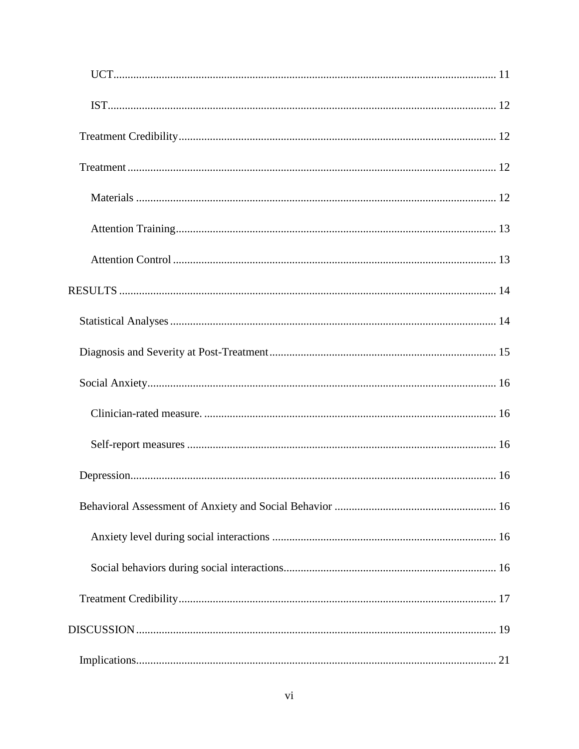UCT ........................................................................................................................ 11

IST.......................................................................................................................... 12

Treatment Credibility................................................................................................. 12

Treatment .................................................................................................................. 12

Materials ............................................................................................................... 12

Attention Training.................................................................................................. 13

Attention Control ................................................................................................... 13

RESULTS ...................................................................................................................... 14

Statistical Analyses .................................................................................................... 14

Diagnosis and Severity at Post-Treatment................................................................ 15

Social Anxiety............................................................................................................ 16

Clinician-rated measure. ........................................................................................ 16

Self-report measures .............................................................................................. 16

Depression.................................................................................................................. 16

Behavioral Assessment of Anxiety and Social Behavior ......................................... 16

Anxiety level during social interactions ............................................................... 16

Social behaviors during social interactions........................................................... 16

Treatment Credibility................................................................................................. 17

DISCUSSION................................................................................................................ 19

Implications................................................................................................................ 21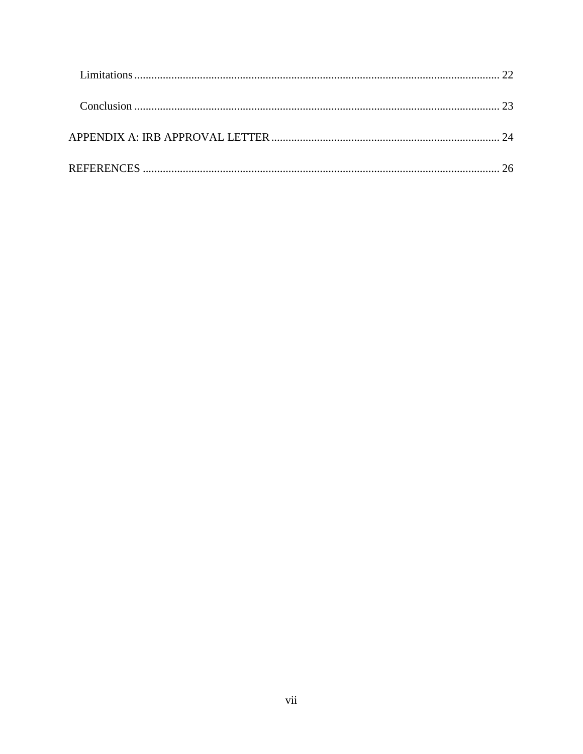Limitations ........................................................................................................................ 22

Conclusion ........................................................................................................................ 23

APPENDIX A: IRB APPROVAL LETTER ............................................................................... 24

REFERENCES ............................................................................................................................ 26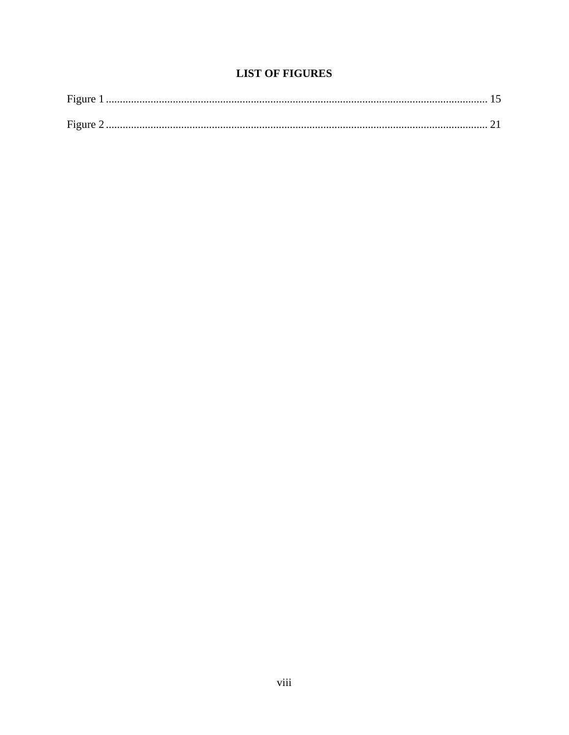# LIST OF FIGURES

Figure 1 ........................................................................................................................................ 15

Figure 2 ........................................................................................................................................ 21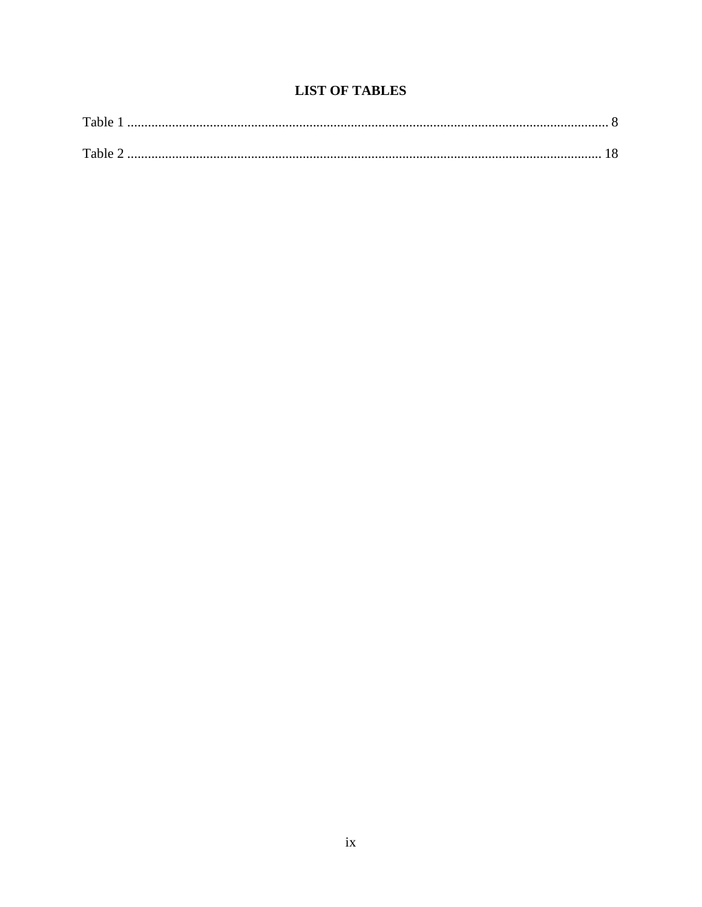# LIST OF TABLES

Table 1 .......................................................................................................................................... 8

Table 2 .......................................................................................................................................... 18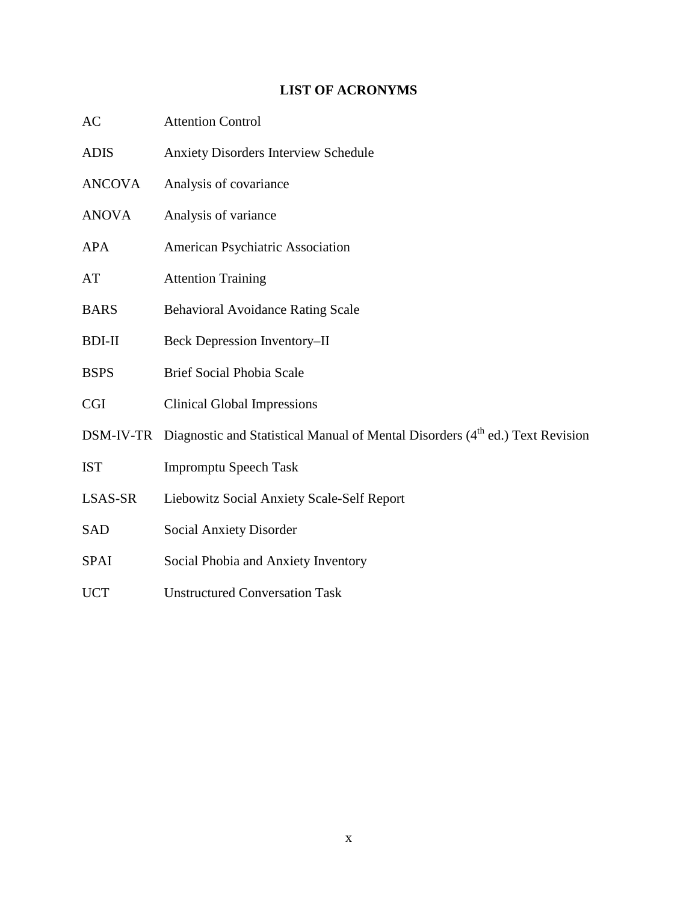# LIST OF ACRONYMS

| | |
|---|---|
| AC | Attention Control |
| ADIS | Anxiety Disorders Interview Schedule |
| ANCOVA | Analysis of covariance |
| ANOVA | Analysis of variance |
| APA | American Psychiatric Association |
| AT | Attention Training |
| BARS | Behavioral Avoidance Rating Scale |
| BDI-II | Beck Depression Inventory–II |
| BSPS | Brief Social Phobia Scale |
| CGI | Clinical Global Impressions |
| DSM-IV-TR | Diagnostic and Statistical Manual of Mental Disorders ($4^{th}$ ed.) Text Revision |
| IST | Impromptu Speech Task |
| LSAS-SR | Liebowitz Social Anxiety Scale-Self Report |
| SAD | Social Anxiety Disorder |
| SPAI | Social Phobia and Anxiety Inventory |
| UCT | Unstructured Conversation Task |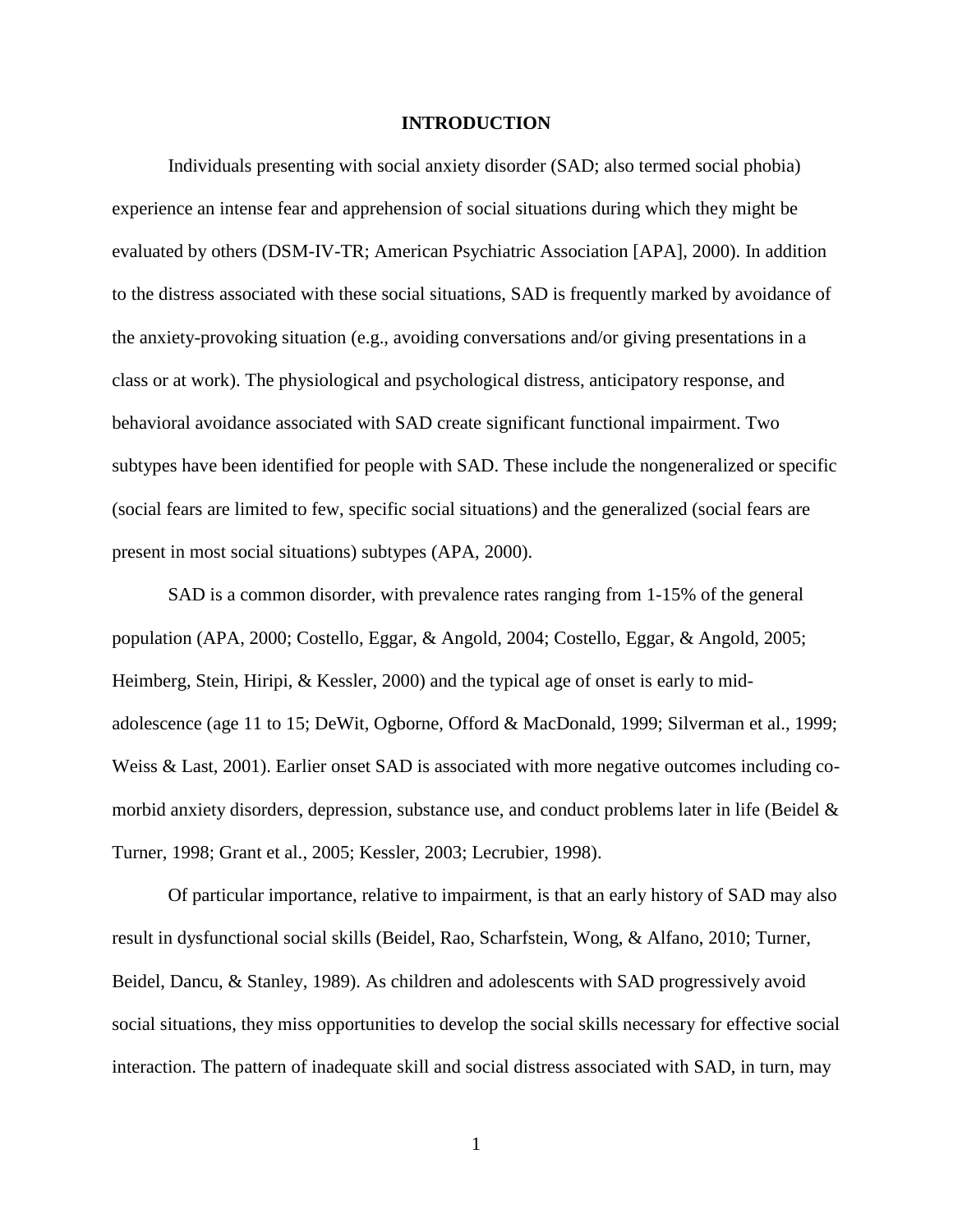# INTRODUCTION

Individuals presenting with social anxiety disorder (SAD; also termed social phobia) experience an intense fear and apprehension of social situations during which they might be evaluated by others (DSM-IV-TR; American Psychiatric Association [APA], 2000). In addition to the distress associated with these social situations, SAD is frequently marked by avoidance of the anxiety-provoking situation (e.g., avoiding conversations and/or giving presentations in a class or at work). The physiological and psychological distress, anticipatory response, and behavioral avoidance associated with SAD create significant functional impairment. Two subtypes have been identified for people with SAD. These include the nongeneralized or specific (social fears are limited to few, specific social situations) and the generalized (social fears are present in most social situations) subtypes (APA, 2000).

SAD is a common disorder, with prevalence rates ranging from 1-15% of the general population (APA, 2000; Costello, Eggar, & Angold, 2004; Costello, Eggar, & Angold, 2005; Heimberg, Stein, Hiripi, & Kessler, 2000) and the typical age of onset is early to mid-adolescence (age 11 to 15; DeWit, Ogborne, Offord & MacDonald, 1999; Silverman et al., 1999; Weiss & Last, 2001). Earlier onset SAD is associated with more negative outcomes including co-morbid anxiety disorders, depression, substance use, and conduct problems later in life (Beidel & Turner, 1998; Grant et al., 2005; Kessler, 2003; Lecrubier, 1998).

Of particular importance, relative to impairment, is that an early history of SAD may also result in dysfunctional social skills (Beidel, Rao, Scharfstein, Wong, & Alfano, 2010; Turner, Beidel, Dancu, & Stanley, 1989). As children and adolescents with SAD progressively avoid social situations, they miss opportunities to develop the social skills necessary for effective social interaction. The pattern of inadequate skill and social distress associated with SAD, in turn, may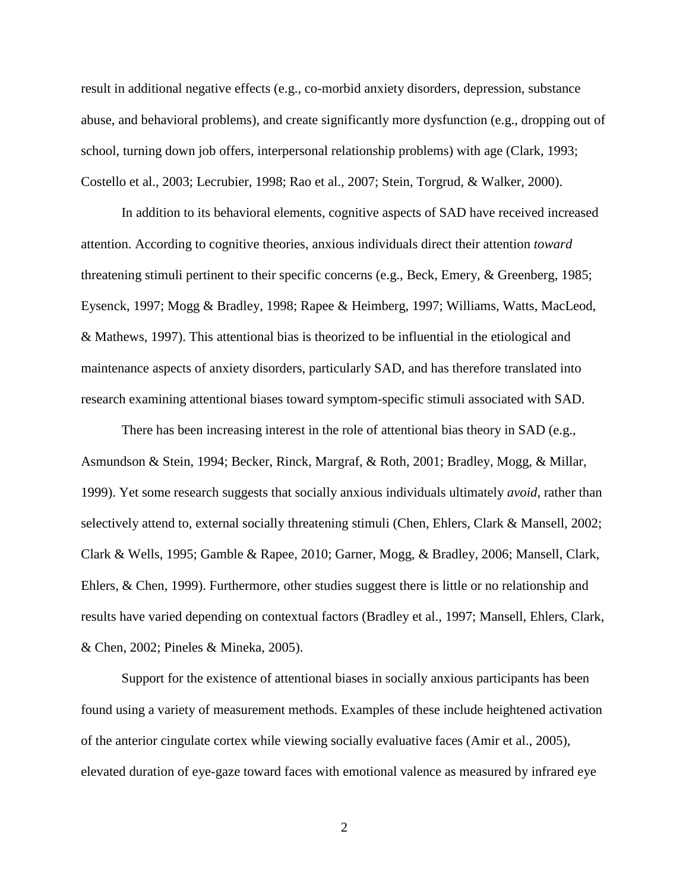result in additional negative effects (e.g., co-morbid anxiety disorders, depression, substance abuse, and behavioral problems), and create significantly more dysfunction (e.g., dropping out of school, turning down job offers, interpersonal relationship problems) with age (Clark, 1993; Costello et al., 2003; Lecrubier, 1998; Rao et al., 2007; Stein, Torgrud, & Walker, 2000).

In addition to its behavioral elements, cognitive aspects of SAD have received increased attention. According to cognitive theories, anxious individuals direct their attention *toward* threatening stimuli pertinent to their specific concerns (e.g., Beck, Emery, & Greenberg, 1985; Eysenck, 1997; Mogg & Bradley, 1998; Rapee & Heimberg, 1997; Williams, Watts, MacLeod, & Mathews, 1997). This attentional bias is theorized to be influential in the etiological and maintenance aspects of anxiety disorders, particularly SAD, and has therefore translated into research examining attentional biases toward symptom-specific stimuli associated with SAD.

There has been increasing interest in the role of attentional bias theory in SAD (e.g., Asmundson & Stein, 1994; Becker, Rinck, Margraf, & Roth, 2001; Bradley, Mogg, & Millar, 1999). Yet some research suggests that socially anxious individuals ultimately *avoid*, rather than selectively attend to, external socially threatening stimuli (Chen, Ehlers, Clark & Mansell, 2002; Clark & Wells, 1995; Gamble & Rapee, 2010; Garner, Mogg, & Bradley, 2006; Mansell, Clark, Ehlers, & Chen, 1999). Furthermore, other studies suggest there is little or no relationship and results have varied depending on contextual factors (Bradley et al., 1997; Mansell, Ehlers, Clark, & Chen, 2002; Pineles & Mineka, 2005).

Support for the existence of attentional biases in socially anxious participants has been found using a variety of measurement methods. Examples of these include heightened activation of the anterior cingulate cortex while viewing socially evaluative faces (Amir et al., 2005), elevated duration of eye-gaze toward faces with emotional valence as measured by infrared eye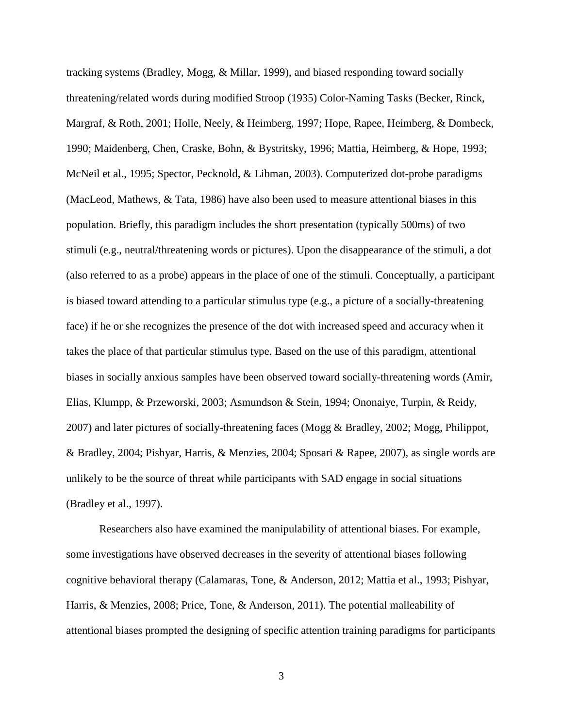tracking systems (Bradley, Mogg, & Millar, 1999), and biased responding toward socially threatening/related words during modified Stroop (1935) Color-Naming Tasks (Becker, Rinck, Margraf, & Roth, 2001; Holle, Neely, & Heimberg, 1997; Hope, Rapee, Heimberg, & Dombeck, 1990; Maidenberg, Chen, Craske, Bohn, & Bystritsky, 1996; Mattia, Heimberg, & Hope, 1993; McNeil et al., 1995; Spector, Pecknold, & Libman, 2003). Computerized dot-probe paradigms (MacLeod, Mathews, & Tata, 1986) have also been used to measure attentional biases in this population. Briefly, this paradigm includes the short presentation (typically 500ms) of two stimuli (e.g., neutral/threatening words or pictures). Upon the disappearance of the stimuli, a dot (also referred to as a probe) appears in the place of one of the stimuli. Conceptually, a participant is biased toward attending to a particular stimulus type (e.g., a picture of a socially-threatening face) if he or she recognizes the presence of the dot with increased speed and accuracy when it takes the place of that particular stimulus type. Based on the use of this paradigm, attentional biases in socially anxious samples have been observed toward socially-threatening words (Amir, Elias, Klumpp, & Przeworski, 2003; Asmundson & Stein, 1994; Ononaiye, Turpin, & Reidy, 2007) and later pictures of socially-threatening faces (Mogg & Bradley, 2002; Mogg, Philippot, & Bradley, 2004; Pishyar, Harris, & Menzies, 2004; Sposari & Rapee, 2007), as single words are unlikely to be the source of threat while participants with SAD engage in social situations (Bradley et al., 1997).

Researchers also have examined the manipulability of attentional biases. For example, some investigations have observed decreases in the severity of attentional biases following cognitive behavioral therapy (Calamaras, Tone, & Anderson, 2012; Mattia et al., 1993; Pishyar, Harris, & Menzies, 2008; Price, Tone, & Anderson, 2011). The potential malleability of attentional biases prompted the designing of specific attention training paradigms for participants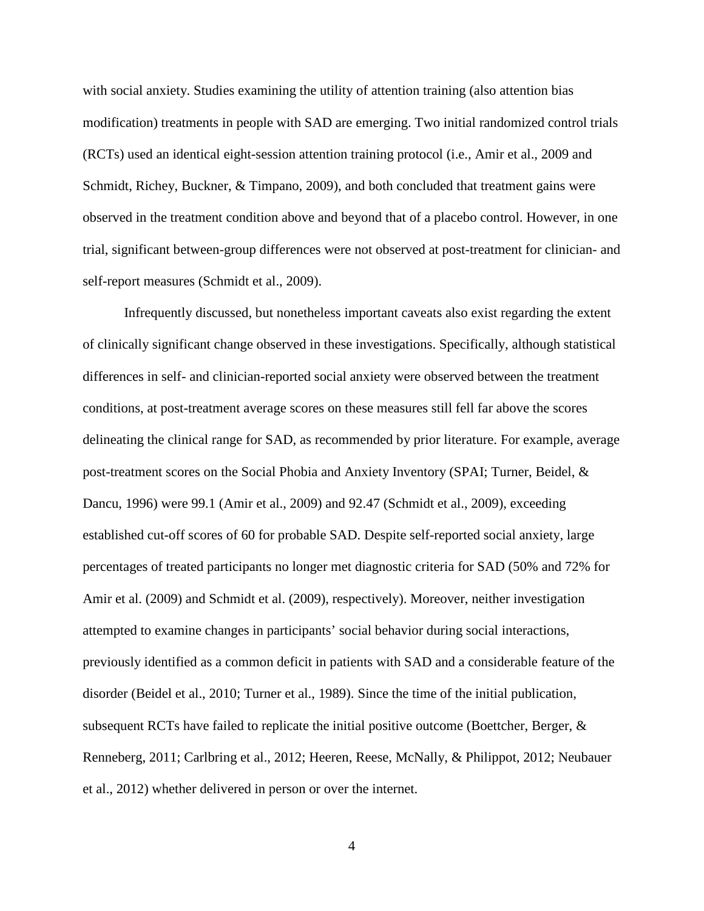with social anxiety. Studies examining the utility of attention training (also attention bias modification) treatments in people with SAD are emerging. Two initial randomized control trials (RCTs) used an identical eight-session attention training protocol (i.e., Amir et al., 2009 and Schmidt, Richey, Buckner, & Timpano, 2009), and both concluded that treatment gains were observed in the treatment condition above and beyond that of a placebo control. However, in one trial, significant between-group differences were not observed at post-treatment for clinician- and self-report measures (Schmidt et al., 2009).

Infrequently discussed, but nonetheless important caveats also exist regarding the extent of clinically significant change observed in these investigations. Specifically, although statistical differences in self- and clinician-reported social anxiety were observed between the treatment conditions, at post-treatment average scores on these measures still fell far above the scores delineating the clinical range for SAD, as recommended by prior literature. For example, average post-treatment scores on the Social Phobia and Anxiety Inventory (SPAI; Turner, Beidel, & Dancu, 1996) were 99.1 (Amir et al., 2009) and 92.47 (Schmidt et al., 2009), exceeding established cut-off scores of 60 for probable SAD. Despite self-reported social anxiety, large percentages of treated participants no longer met diagnostic criteria for SAD (50% and 72% for Amir et al. (2009) and Schmidt et al. (2009), respectively). Moreover, neither investigation attempted to examine changes in participants' social behavior during social interactions, previously identified as a common deficit in patients with SAD and a considerable feature of the disorder (Beidel et al., 2010; Turner et al., 1989). Since the time of the initial publication, subsequent RCTs have failed to replicate the initial positive outcome (Boettcher, Berger, & Renneberg, 2011; Carlbring et al., 2012; Heeren, Reese, McNally, & Philippot, 2012; Neubauer et al., 2012) whether delivered in person or over the internet.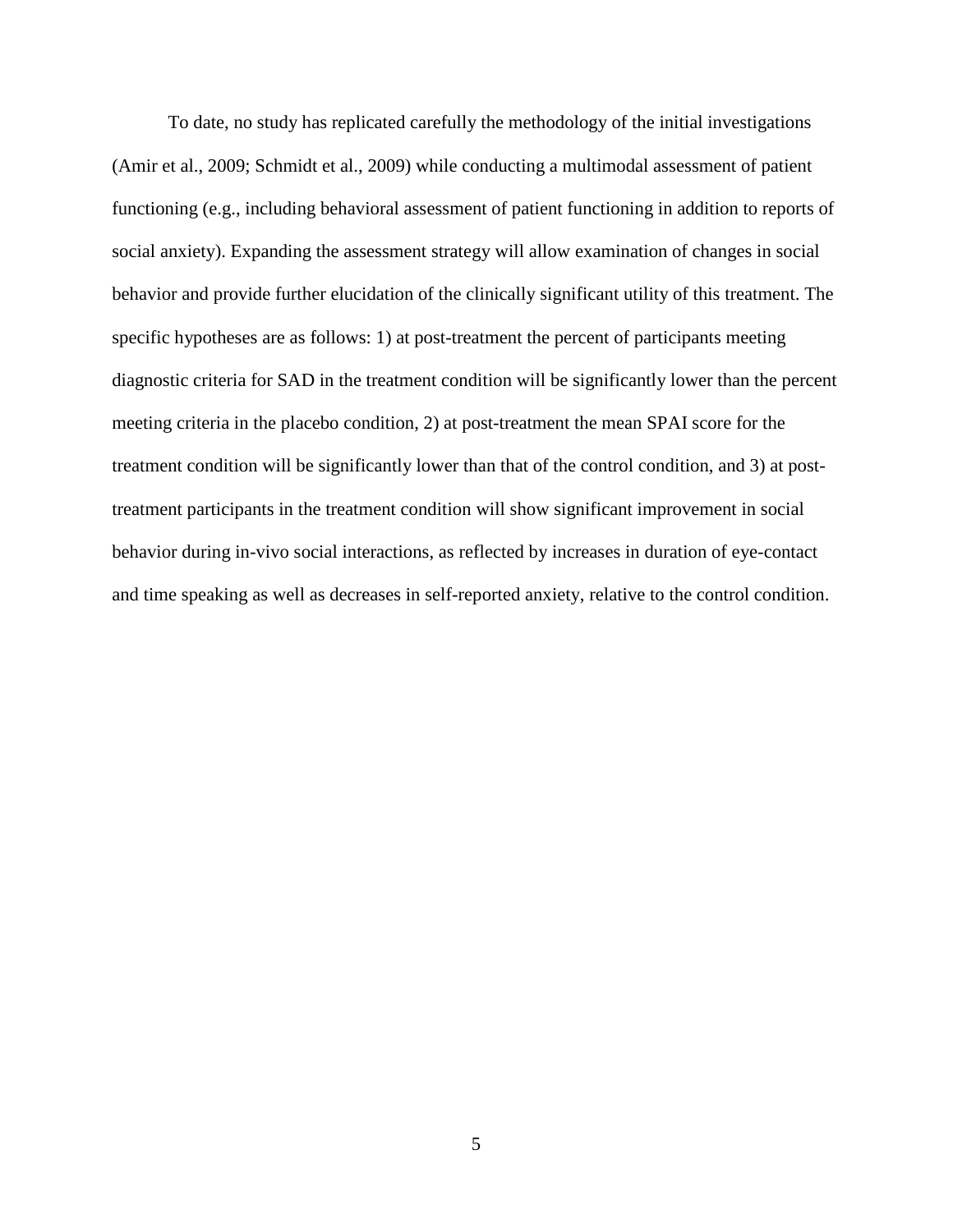To date, no study has replicated carefully the methodology of the initial investigations (Amir et al., 2009; Schmidt et al., 2009) while conducting a multimodal assessment of patient functioning (e.g., including behavioral assessment of patient functioning in addition to reports of social anxiety). Expanding the assessment strategy will allow examination of changes in social behavior and provide further elucidation of the clinically significant utility of this treatment. The specific hypotheses are as follows: 1) at post-treatment the percent of participants meeting diagnostic criteria for SAD in the treatment condition will be significantly lower than the percent meeting criteria in the placebo condition, 2) at post-treatment the mean SPAI score for the treatment condition will be significantly lower than that of the control condition, and 3) at post-treatment participants in the treatment condition will show significant improvement in social behavior during in-vivo social interactions, as reflected by increases in duration of eye-contact and time speaking as well as decreases in self-reported anxiety, relative to the control condition.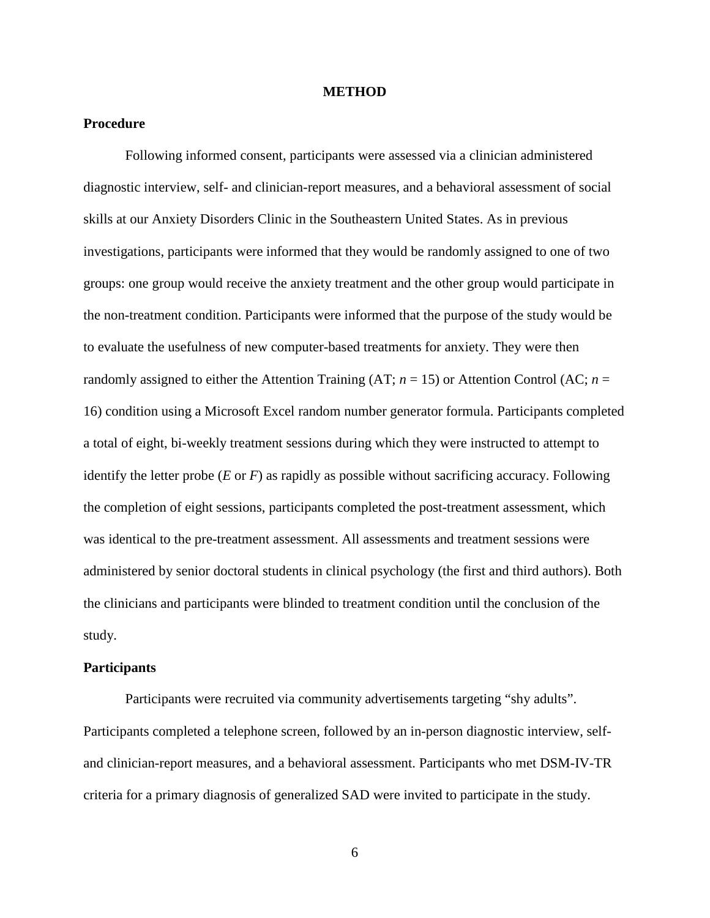# METHOD

## Procedure

Following informed consent, participants were assessed via a clinician administered diagnostic interview, self- and clinician-report measures, and a behavioral assessment of social skills at our Anxiety Disorders Clinic in the Southeastern United States. As in previous investigations, participants were informed that they would be randomly assigned to one of two groups: one group would receive the anxiety treatment and the other group would participate in the non-treatment condition. Participants were informed that the purpose of the study would be to evaluate the usefulness of new computer-based treatments for anxiety. They were then randomly assigned to either the Attention Training (AT; $n$ = 15) or Attention Control (AC; $n$ = 16) condition using a Microsoft Excel random number generator formula. Participants completed a total of eight, bi-weekly treatment sessions during which they were instructed to attempt to identify the letter probe (*E* or *F*) as rapidly as possible without sacrificing accuracy. Following the completion of eight sessions, participants completed the post-treatment assessment, which was identical to the pre-treatment assessment. All assessments and treatment sessions were administered by senior doctoral students in clinical psychology (the first and third authors). Both the clinicians and participants were blinded to treatment condition until the conclusion of the study.

## Participants

Participants were recruited via community advertisements targeting "shy adults". Participants completed a telephone screen, followed by an in-person diagnostic interview, self- and clinician-report measures, and a behavioral assessment. Participants who met DSM-IV-TR criteria for a primary diagnosis of generalized SAD were invited to participate in the study.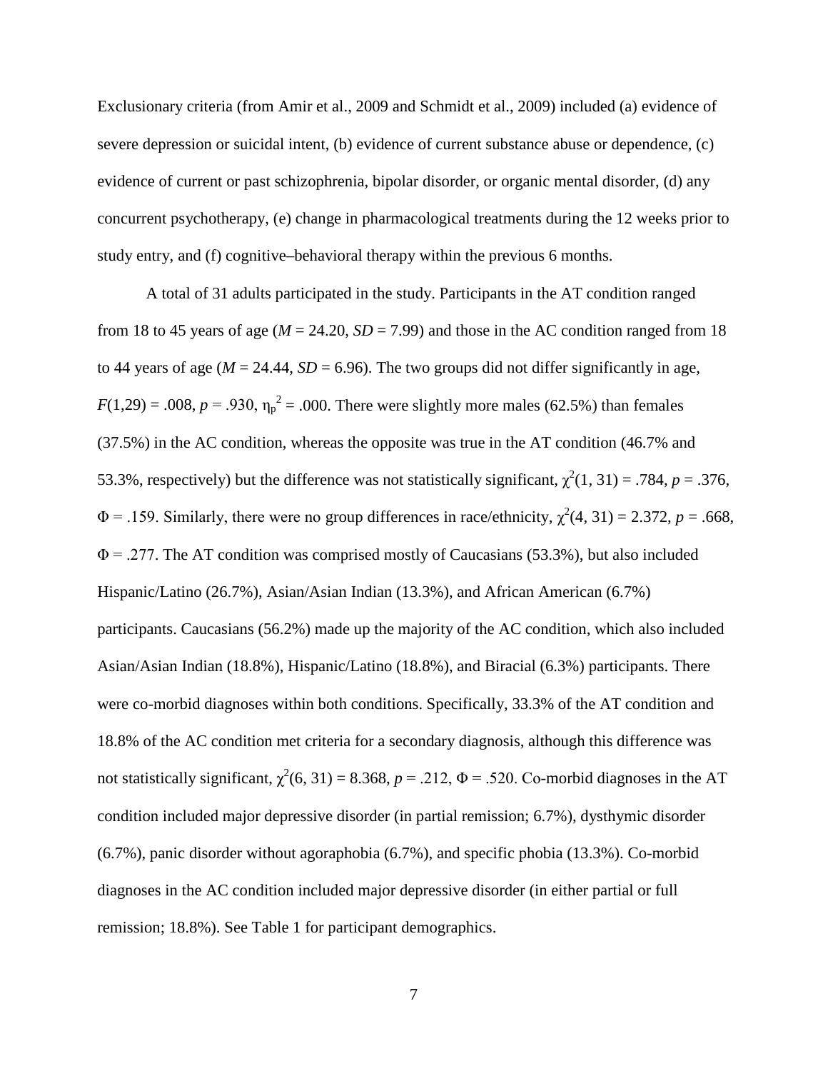Exclusionary criteria (from Amir et al., 2009 and Schmidt et al., 2009) included (a) evidence of severe depression or suicidal intent, (b) evidence of current substance abuse or dependence, (c) evidence of current or past schizophrenia, bipolar disorder, or organic mental disorder, (d) any concurrent psychotherapy, (e) change in pharmacological treatments during the 12 weeks prior to study entry, and (f) cognitive–behavioral therapy within the previous 6 months.

A total of 31 adults participated in the study. Participants in the AT condition ranged from 18 to 45 years of age ($M$ = 24.20, $SD$ = 7.99) and those in the AC condition ranged from 18 to 44 years of age ($M$ = 24.44, $SD$ = 6.96). The two groups did not differ significantly in age, $F(1,29) = .008$, $p = .930$, $\eta_p^2 = .000$. There were slightly more males (62.5%) than females (37.5%) in the AC condition, whereas the opposite was true in the AT condition (46.7% and 53.3%, respectively) but the difference was not statistically significant, $\chi^2(1, 31) = .784$, $p = .376$, $\Phi = .159$. Similarly, there were no group differences in race/ethnicity, $\chi^2(4, 31) = 2.372$, $p = .668$, $\Phi = .277$. The AT condition was comprised mostly of Caucasians (53.3%), but also included Hispanic/Latino (26.7%), Asian/Asian Indian (13.3%), and African American (6.7%) participants. Caucasians (56.2%) made up the majority of the AC condition, which also included Asian/Asian Indian (18.8%), Hispanic/Latino (18.8%), and Biracial (6.3%) participants. There were co-morbid diagnoses within both conditions. Specifically, 33.3% of the AT condition and 18.8% of the AC condition met criteria for a secondary diagnosis, although this difference was not statistically significant, $\chi^2(6, 31) = 8.368$, $p = .212$, $\Phi = .520$. Co-morbid diagnoses in the AT condition included major depressive disorder (in partial remission; 6.7%), dysthymic disorder (6.7%), panic disorder without agoraphobia (6.7%), and specific phobia (13.3%). Co-morbid diagnoses in the AC condition included major depressive disorder (in either partial or full remission; 18.8%). See Table 1 for participant demographics.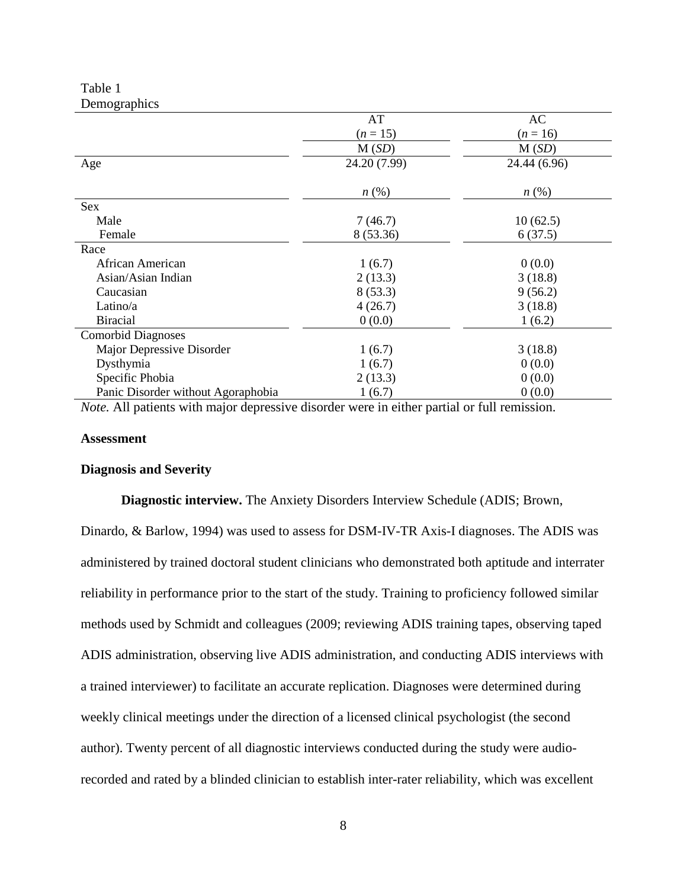Table 1
Demographics

| | AT ($n$ = 15) | AC ($n$ = 16) |
|---|---|---|
| | M (*SD*) | M (*SD*) |
| Age | 24.20 (7.99) | 24.44 (6.96) |
| | *n* (%) | *n* (%) |
| Sex | | |
| Male | 7 (46.7) | 10 (62.5) |
| Female | 8 (53.36) | 6 (37.5) |
| Race | | |
| African American | 1 (6.7) | 0 (0.0) |
| Asian/Asian Indian | 2 (13.3) | 3 (18.8) |
| Caucasian | 8 (53.3) | 9 (56.2) |
| Latino/a | 4 (26.7) | 3 (18.8) |
| Biracial | 0 (0.0) | 1 (6.2) |
| Comorbid Diagnoses | | |
| Major Depressive Disorder | 1 (6.7) | 3 (18.8) |
| Dysthymia | 1 (6.7) | 0 (0.0) |
| Specific Phobia | 2 (13.3) | 0 (0.0) |
| Panic Disorder without Agoraphobia | 1 (6.7) | 0 (0.0) |

*Note.* All patients with major depressive disorder were in either partial or full remission.

**Assessment**

**Diagnosis and Severity**

**Diagnostic interview.** The Anxiety Disorders Interview Schedule (ADIS; Brown, Dinardo, & Barlow, 1994) was used to assess for DSM-IV-TR Axis-I diagnoses. The ADIS was administered by trained doctoral student clinicians who demonstrated both aptitude and interrater reliability in performance prior to the start of the study. Training to proficiency followed similar methods used by Schmidt and colleagues (2009; reviewing ADIS training tapes, observing taped ADIS administration, observing live ADIS administration, and conducting ADIS interviews with a trained interviewer) to facilitate an accurate replication. Diagnoses were determined during weekly clinical meetings under the direction of a licensed clinical psychologist (the second author). Twenty percent of all diagnostic interviews conducted during the study were audio-recorded and rated by a blinded clinician to establish inter-rater reliability, which was excellent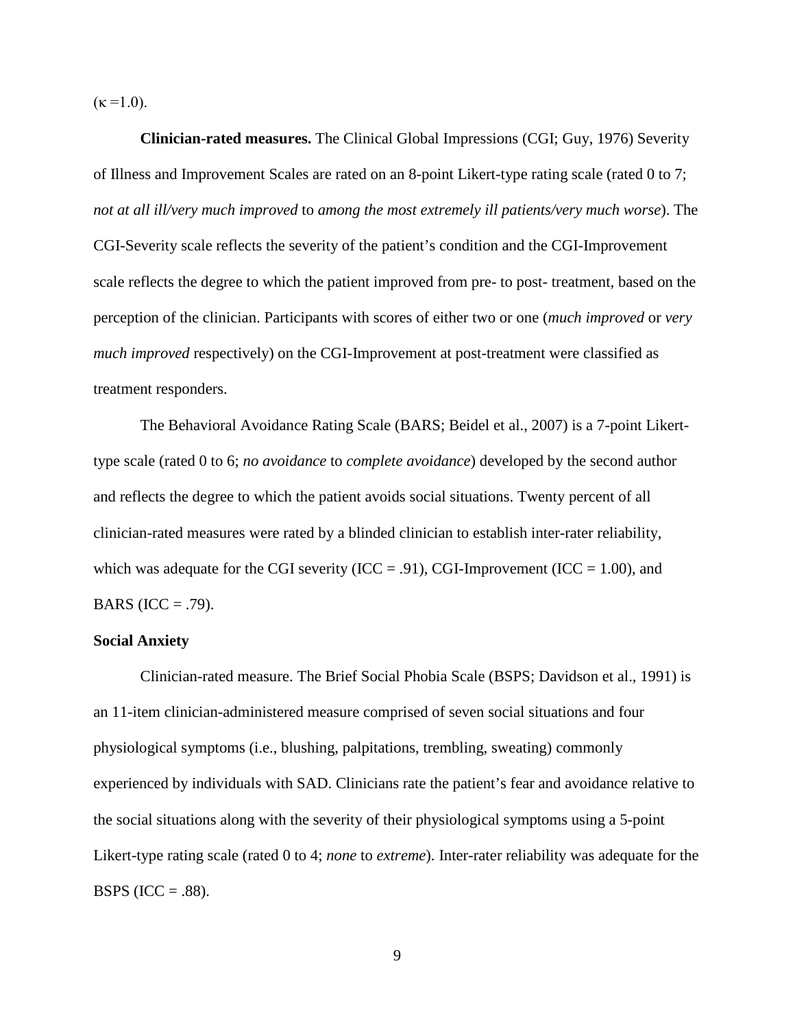(κ =1.0).

**Clinician-rated measures.** The Clinical Global Impressions (CGI; Guy, 1976) Severity of Illness and Improvement Scales are rated on an 8-point Likert-type rating scale (rated 0 to 7; *not at all ill/very much improved* to *among the most extremely ill patients/very much worse*). The CGI-Severity scale reflects the severity of the patient's condition and the CGI-Improvement scale reflects the degree to which the patient improved from pre- to post- treatment, based on the perception of the clinician. Participants with scores of either two or one (*much improved* or *very much improved* respectively) on the CGI-Improvement at post-treatment were classified as treatment responders.

The Behavioral Avoidance Rating Scale (BARS; Beidel et al., 2007) is a 7-point Likert-type scale (rated 0 to 6; *no avoidance* to *complete avoidance*) developed by the second author and reflects the degree to which the patient avoids social situations. Twenty percent of all clinician-rated measures were rated by a blinded clinician to establish inter-rater reliability, which was adequate for the CGI severity (ICC = .91), CGI-Improvement (ICC = 1.00), and BARS (ICC = .79).

**Social Anxiety**

Clinician-rated measure. The Brief Social Phobia Scale (BSPS; Davidson et al., 1991) is an 11-item clinician-administered measure comprised of seven social situations and four physiological symptoms (i.e., blushing, palpitations, trembling, sweating) commonly experienced by individuals with SAD. Clinicians rate the patient's fear and avoidance relative to the social situations along with the severity of their physiological symptoms using a 5-point Likert-type rating scale (rated 0 to 4; *none* to *extreme*). Inter-rater reliability was adequate for the BSPS (ICC = .88).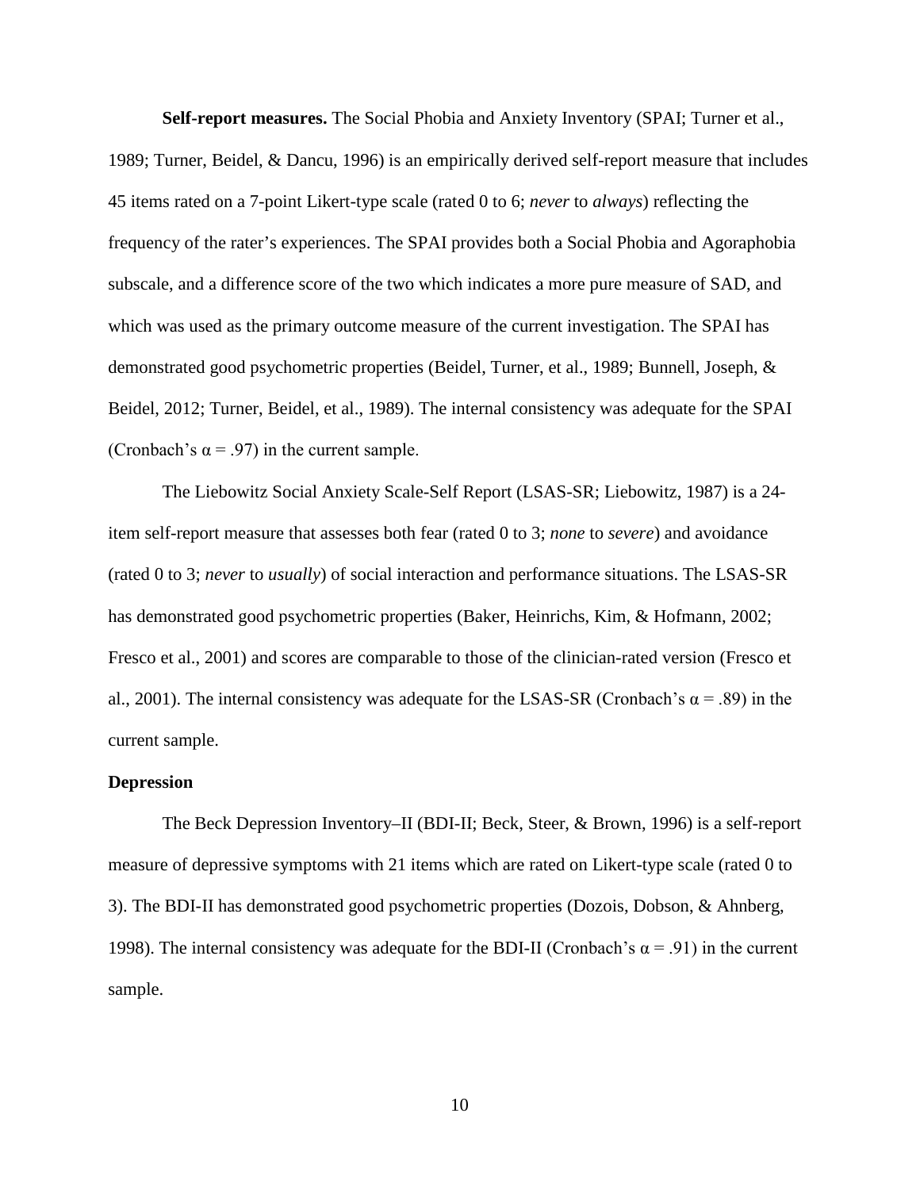**Self-report measures.** The Social Phobia and Anxiety Inventory (SPAI; Turner et al., 1989; Turner, Beidel, & Dancu, 1996) is an empirically derived self-report measure that includes 45 items rated on a 7-point Likert-type scale (rated 0 to 6; *never* to *always*) reflecting the frequency of the rater's experiences. The SPAI provides both a Social Phobia and Agoraphobia subscale, and a difference score of the two which indicates a more pure measure of SAD, and which was used as the primary outcome measure of the current investigation. The SPAI has demonstrated good psychometric properties (Beidel, Turner, et al., 1989; Bunnell, Joseph, & Beidel, 2012; Turner, Beidel, et al., 1989). The internal consistency was adequate for the SPAI (Cronbach's $\alpha = .97$) in the current sample.

The Liebowitz Social Anxiety Scale-Self Report (LSAS-SR; Liebowitz, 1987) is a 24-item self-report measure that assesses both fear (rated 0 to 3; *none* to *severe*) and avoidance (rated 0 to 3; *never* to *usually*) of social interaction and performance situations. The LSAS-SR has demonstrated good psychometric properties (Baker, Heinrichs, Kim, & Hofmann, 2002; Fresco et al., 2001) and scores are comparable to those of the clinician-rated version (Fresco et al., 2001). The internal consistency was adequate for the LSAS-SR (Cronbach's $\alpha = .89$) in the current sample.

### Depression

The Beck Depression Inventory–II (BDI-II; Beck, Steer, & Brown, 1996) is a self-report measure of depressive symptoms with 21 items which are rated on Likert-type scale (rated 0 to 3). The BDI-II has demonstrated good psychometric properties (Dozois, Dobson, & Ahnberg, 1998). The internal consistency was adequate for the BDI-II (Cronbach's $\alpha = .91$) in the current sample.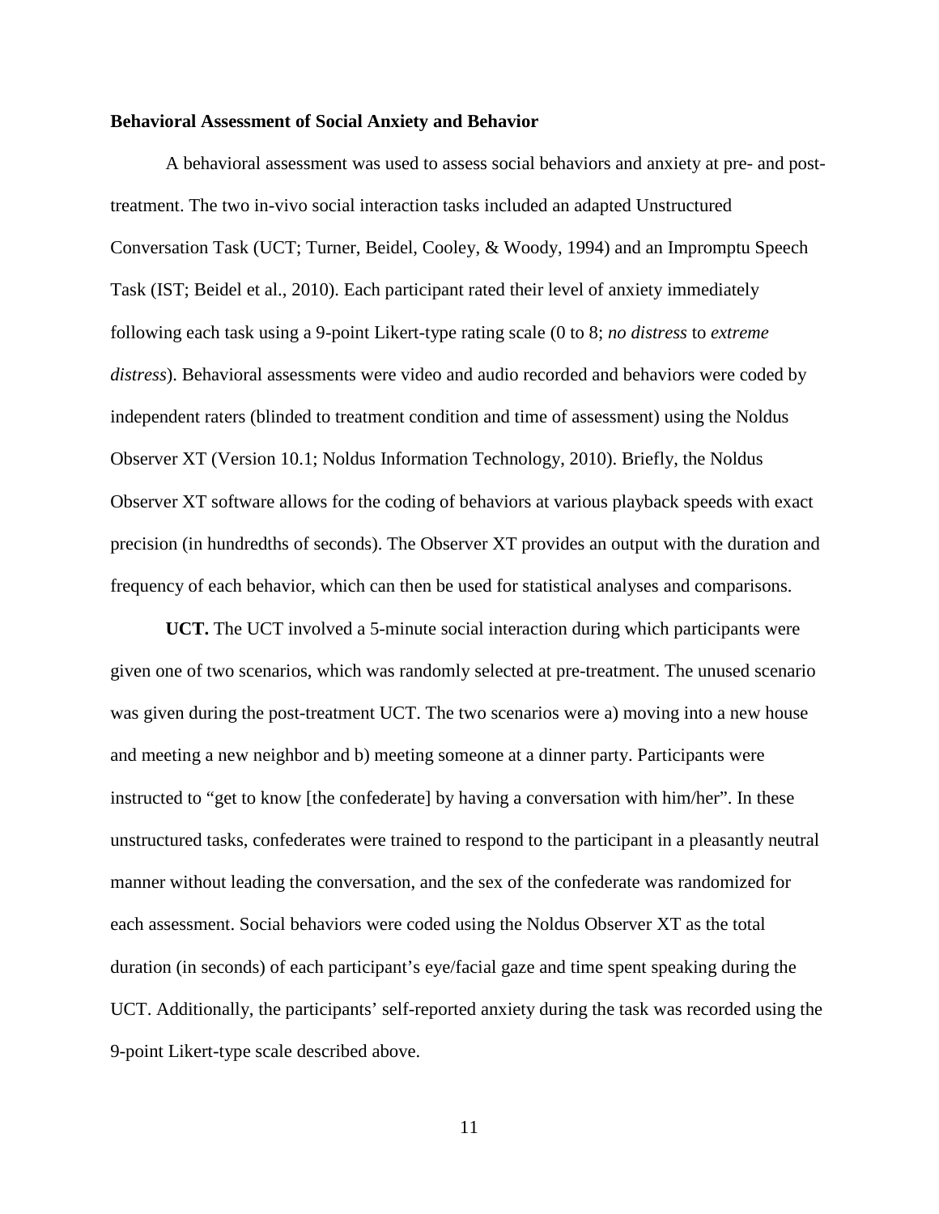**Behavioral Assessment of Social Anxiety and Behavior**

A behavioral assessment was used to assess social behaviors and anxiety at pre- and post-treatment. The two in-vivo social interaction tasks included an adapted Unstructured Conversation Task (UCT; Turner, Beidel, Cooley, & Woody, 1994) and an Impromptu Speech Task (IST; Beidel et al., 2010). Each participant rated their level of anxiety immediately following each task using a 9-point Likert-type rating scale (0 to 8; *no distress* to *extreme distress*). Behavioral assessments were video and audio recorded and behaviors were coded by independent raters (blinded to treatment condition and time of assessment) using the Noldus Observer XT (Version 10.1; Noldus Information Technology, 2010). Briefly, the Noldus Observer XT software allows for the coding of behaviors at various playback speeds with exact precision (in hundredths of seconds). The Observer XT provides an output with the duration and frequency of each behavior, which can then be used for statistical analyses and comparisons.

**UCT.** The UCT involved a 5-minute social interaction during which participants were given one of two scenarios, which was randomly selected at pre-treatment. The unused scenario was given during the post-treatment UCT. The two scenarios were a) moving into a new house and meeting a new neighbor and b) meeting someone at a dinner party. Participants were instructed to "get to know [the confederate] by having a conversation with him/her". In these unstructured tasks, confederates were trained to respond to the participant in a pleasantly neutral manner without leading the conversation, and the sex of the confederate was randomized for each assessment. Social behaviors were coded using the Noldus Observer XT as the total duration (in seconds) of each participant's eye/facial gaze and time spent speaking during the UCT. Additionally, the participants' self-reported anxiety during the task was recorded using the 9-point Likert-type scale described above.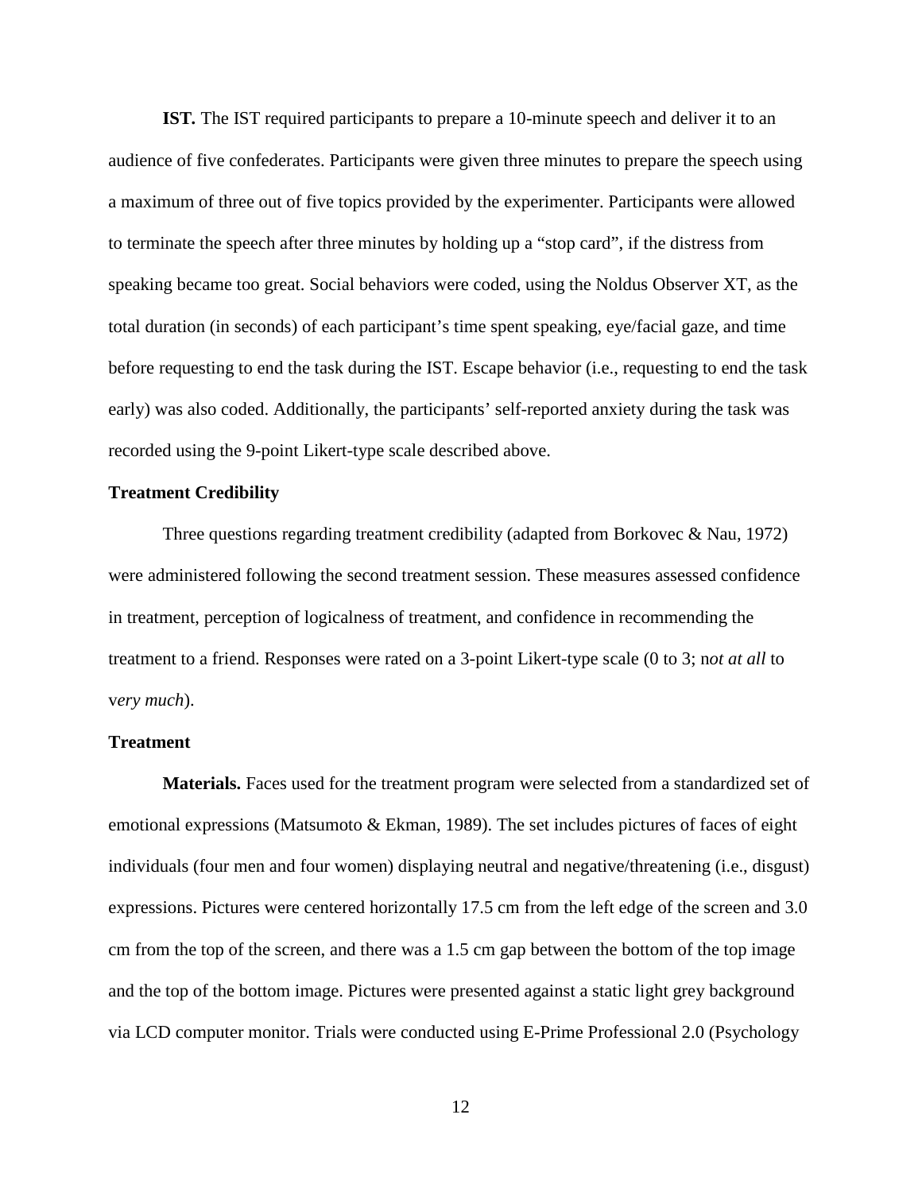**IST.** The IST required participants to prepare a 10-minute speech and deliver it to an audience of five confederates. Participants were given three minutes to prepare the speech using a maximum of three out of five topics provided by the experimenter. Participants were allowed to terminate the speech after three minutes by holding up a "stop card", if the distress from speaking became too great. Social behaviors were coded, using the Noldus Observer XT, as the total duration (in seconds) of each participant's time spent speaking, eye/facial gaze, and time before requesting to end the task during the IST. Escape behavior (i.e., requesting to end the task early) was also coded. Additionally, the participants' self-reported anxiety during the task was recorded using the 9-point Likert-type scale described above.

## Treatment Credibility

Three questions regarding treatment credibility (adapted from Borkovec & Nau, 1972) were administered following the second treatment session. These measures assessed confidence in treatment, perception of logicalness of treatment, and confidence in recommending the treatment to a friend. Responses were rated on a 3-point Likert-type scale (0 to 3; n*ot at all* to v*ery much*).

## Treatment

**Materials.** Faces used for the treatment program were selected from a standardized set of emotional expressions (Matsumoto & Ekman, 1989). The set includes pictures of faces of eight individuals (four men and four women) displaying neutral and negative/threatening (i.e., disgust) expressions. Pictures were centered horizontally 17.5 cm from the left edge of the screen and 3.0 cm from the top of the screen, and there was a 1.5 cm gap between the bottom of the top image and the top of the bottom image. Pictures were presented against a static light grey background via LCD computer monitor. Trials were conducted using E-Prime Professional 2.0 (Psychology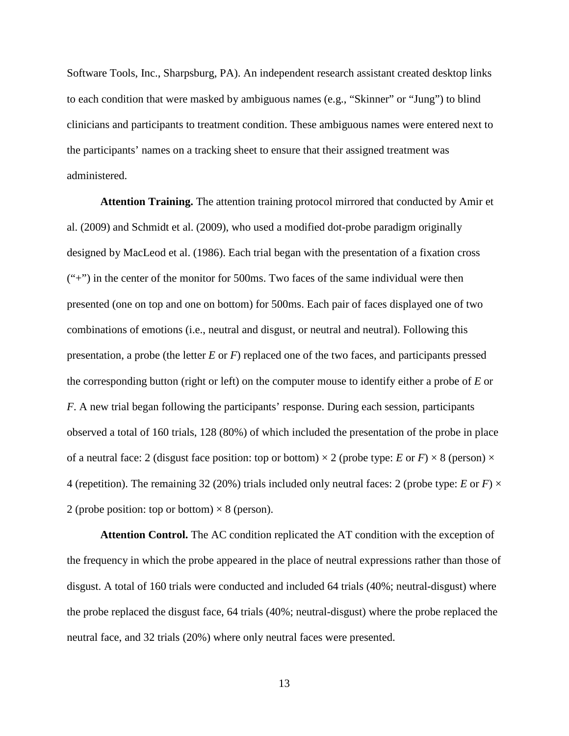Software Tools, Inc., Sharpsburg, PA). An independent research assistant created desktop links to each condition that were masked by ambiguous names (e.g., "Skinner" or "Jung") to blind clinicians and participants to treatment condition. These ambiguous names were entered next to the participants' names on a tracking sheet to ensure that their assigned treatment was administered.

**Attention Training.** The attention training protocol mirrored that conducted by Amir et al. (2009) and Schmidt et al. (2009), who used a modified dot-probe paradigm originally designed by MacLeod et al. (1986). Each trial began with the presentation of a fixation cross ("+") in the center of the monitor for 500ms. Two faces of the same individual were then presented (one on top and one on bottom) for 500ms. Each pair of faces displayed one of two combinations of emotions (i.e., neutral and disgust, or neutral and neutral). Following this presentation, a probe (the letter *E* or *F*) replaced one of the two faces, and participants pressed the corresponding button (right or left) on the computer mouse to identify either a probe of *E* or *F*. A new trial began following the participants' response. During each session, participants observed a total of 160 trials, 128 (80%) of which included the presentation of the probe in place of a neutral face: 2 (disgust face position: top or bottom) × 2 (probe type: *E* or *F*) × 8 (person) × 4 (repetition). The remaining 32 (20%) trials included only neutral faces: 2 (probe type: *E* or *F*) × 2 (probe position: top or bottom) × 8 (person).

**Attention Control.** The AC condition replicated the AT condition with the exception of the frequency in which the probe appeared in the place of neutral expressions rather than those of disgust. A total of 160 trials were conducted and included 64 trials (40%; neutral-disgust) where the probe replaced the disgust face, 64 trials (40%; neutral-disgust) where the probe replaced the neutral face, and 32 trials (20%) where only neutral faces were presented.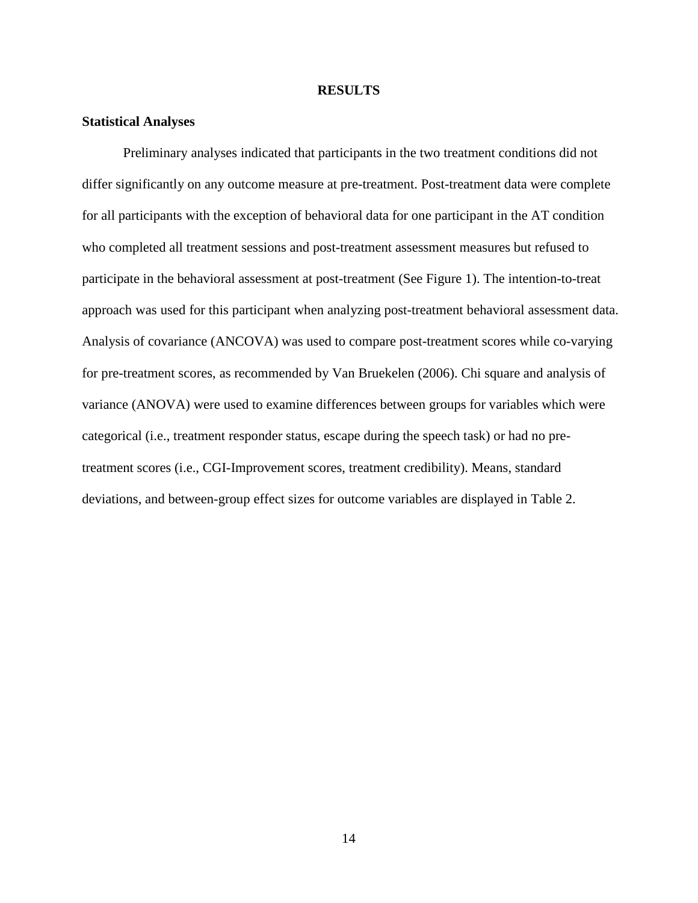# RESULTS

## Statistical Analyses

Preliminary analyses indicated that participants in the two treatment conditions did not differ significantly on any outcome measure at pre-treatment. Post-treatment data were complete for all participants with the exception of behavioral data for one participant in the AT condition who completed all treatment sessions and post-treatment assessment measures but refused to participate in the behavioral assessment at post-treatment (See Figure 1). The intention-to-treat approach was used for this participant when analyzing post-treatment behavioral assessment data. Analysis of covariance (ANCOVA) was used to compare post-treatment scores while co-varying for pre-treatment scores, as recommended by Van Bruekelen (2006). Chi square and analysis of variance (ANOVA) were used to examine differences between groups for variables which were categorical (i.e., treatment responder status, escape during the speech task) or had no pre-treatment scores (i.e., CGI-Improvement scores, treatment credibility). Means, standard deviations, and between-group effect sizes for outcome variables are displayed in Table 2.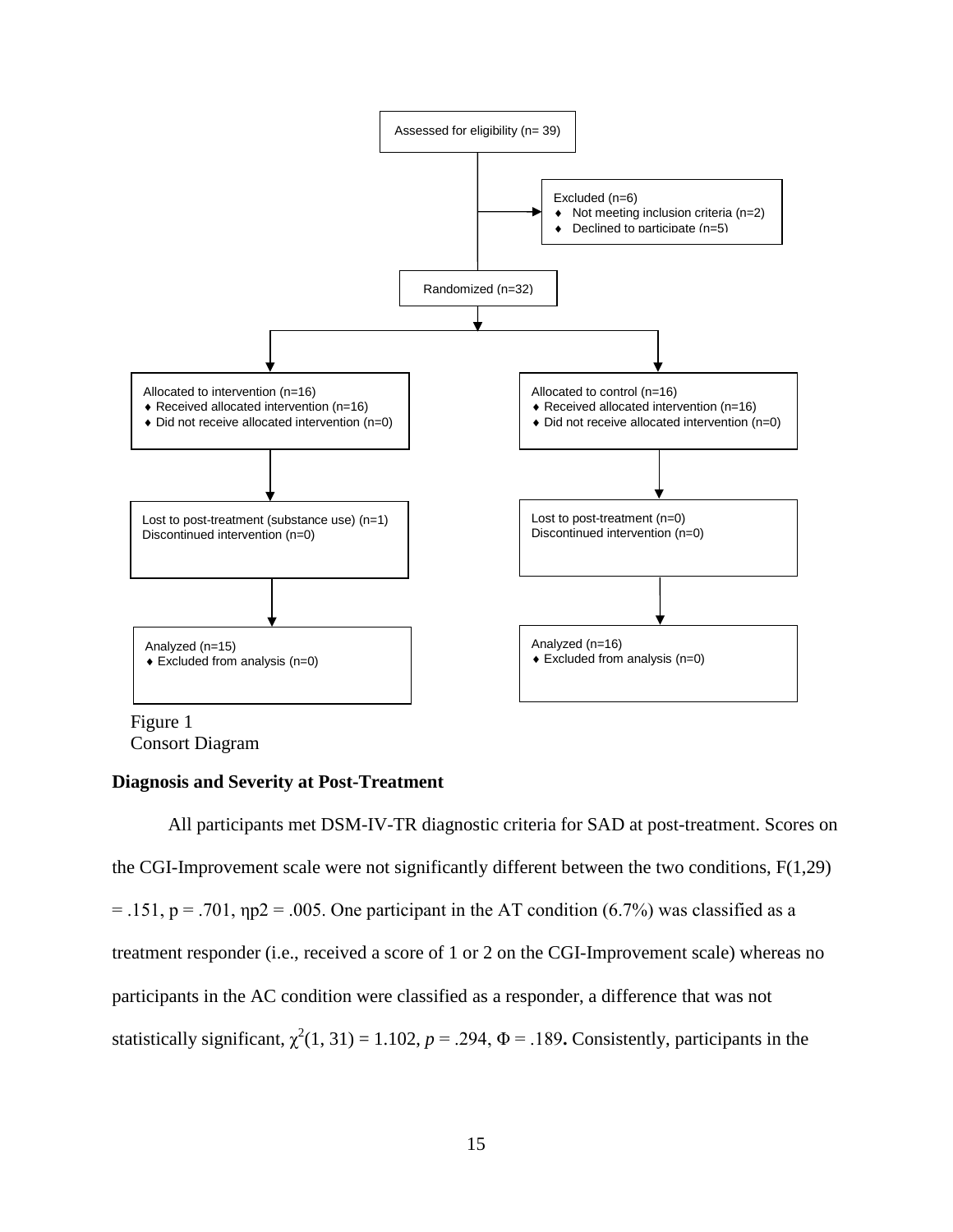Assessed for eligibility (n= 39)

Excluded (n=6)
- Not meeting inclusion criteria (n=2)
- Declined to participate (n=5)

Randomized (n=32)

| Intervention | Control |
| --- | --- |
| Allocated to intervention (n=16)<br>♦ Received allocated intervention (n=16)<br>♦ Did not receive allocated intervention (n=0) | Allocated to control (n=16)<br>♦ Received allocated intervention (n=16)<br>♦ Did not receive allocated intervention (n=0) |
| Lost to post-treatment (substance use) (n=1)<br>Discontinued intervention (n=0) | Lost to post-treatment (n=0)<br>Discontinued intervention (n=0) |
| Analyzed (n=15)<br>♦ Excluded from analysis (n=0) | Analyzed (n=16)<br>♦ Excluded from analysis (n=0) |

Figure 1
Consort Diagram

**Diagnosis and Severity at Post-Treatment**

All participants met DSM-IV-TR diagnostic criteria for SAD at post-treatment. Scores on the CGI-Improvement scale were not significantly different between the two conditions, $F(1,29) = .151$, $p = .701$, $\eta p2 = .005$. One participant in the AT condition (6.7%) was classified as a treatment responder (i.e., received a score of 1 or 2 on the CGI-Improvement scale) whereas no participants in the AC condition were classified as a responder, a difference that was not statistically significant, $\chi^2(1, 31) = 1.102$, $p = .294$, $\Phi = .189$**.** Consistently, participants in the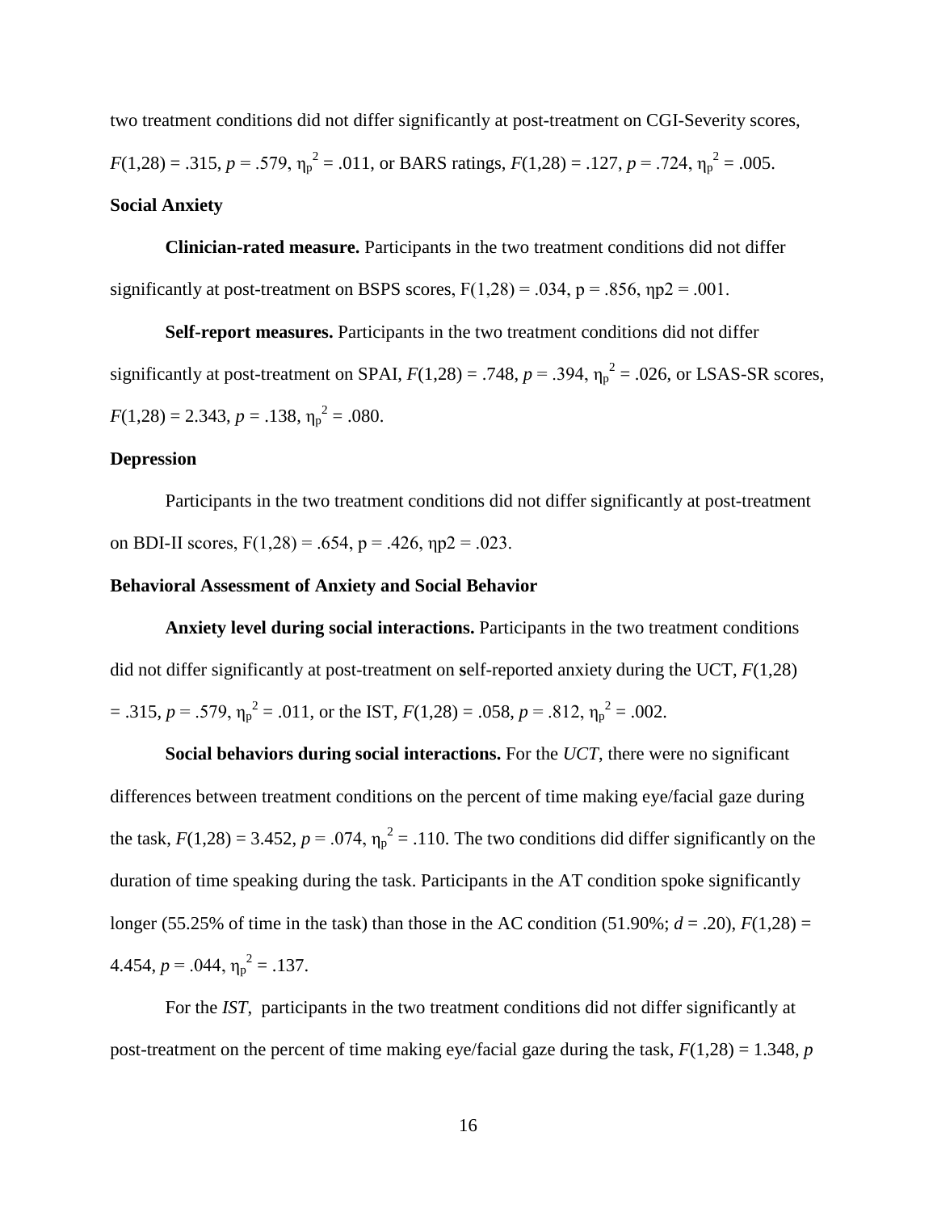two treatment conditions did not differ significantly at post-treatment on CGI-Severity scores, $F(1,28) = .315$, $p = .579$, $\eta_p^2 = .011$, or BARS ratings, $F(1,28) = .127$, $p = .724$, $\eta_p^2 = .005$.

**Social Anxiety**

**Clinician-rated measure.** Participants in the two treatment conditions did not differ significantly at post-treatment on BSPS scores, $F(1,28) = .034$, $p = .856$, $\eta p2 = .001$.

**Self-report measures.** Participants in the two treatment conditions did not differ significantly at post-treatment on SPAI, $F(1,28) = .748$, $p = .394$, $\eta_p^2 = .026$, or LSAS-SR scores, $F(1,28) = 2.343$, $p = .138$, $\eta_p^2 = .080$.

**Depression**

Participants in the two treatment conditions did not differ significantly at post-treatment on BDI-II scores, $F(1,28) = .654$, $p = .426$, $\eta p2 = .023$.

**Behavioral Assessment of Anxiety and Social Behavior**

**Anxiety level during social interactions.** Participants in the two treatment conditions did not differ significantly at post-treatment on **s**elf-reported anxiety during the UCT, $F(1,28) = .315$, $p = .579$, $\eta_p^2 = .011$, or the IST, $F(1,28) = .058$, $p = .812$, $\eta_p^2 = .002$.

**Social behaviors during social interactions.** For the *UCT*, there were no significant differences between treatment conditions on the percent of time making eye/facial gaze during the task, $F(1,28) = 3.452$, $p = .074$, $\eta_p^2 = .110$. The two conditions did differ significantly on the duration of time speaking during the task. Participants in the AT condition spoke significantly longer (55.25% of time in the task) than those in the AC condition (51.90%; $d = .20$), $F(1,28) = 4.454$, $p = .044$, $\eta_p^2 = .137$.

For the *IST*, participants in the two treatment conditions did not differ significantly at post-treatment on the percent of time making eye/facial gaze during the task, $F(1,28) = 1.348$, $p$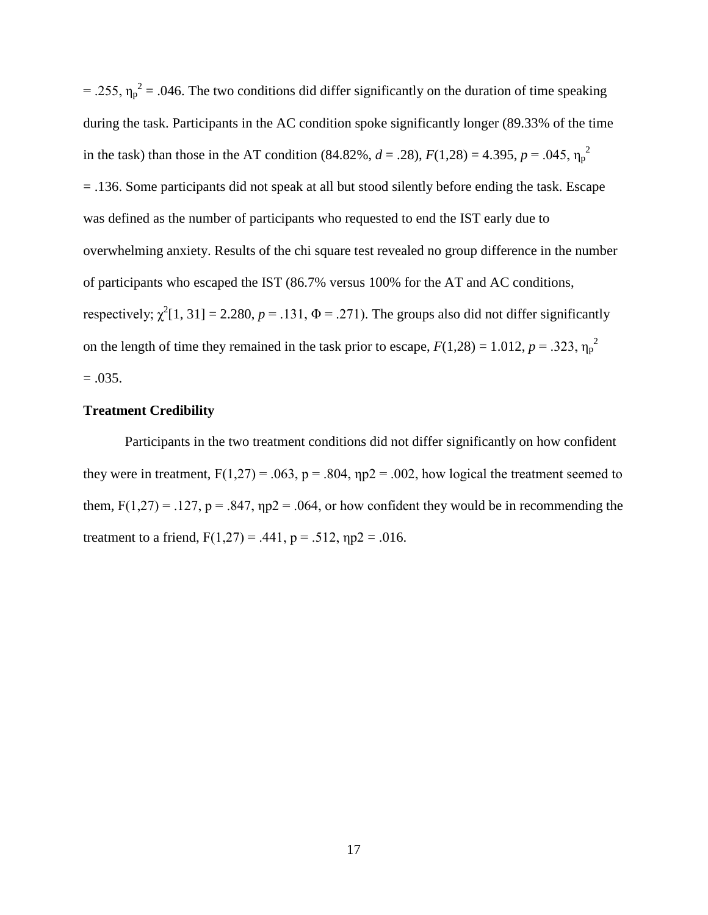= .255, $\eta_p^2$ = .046. The two conditions did differ significantly on the duration of time speaking during the task. Participants in the AC condition spoke significantly longer (89.33% of the time in the task) than those in the AT condition (84.82%, $d$ = .28), $F(1,28)$ = 4.395, $p$ = .045, $\eta_p^2$ = .136. Some participants did not speak at all but stood silently before ending the task. Escape was defined as the number of participants who requested to end the IST early due to overwhelming anxiety. Results of the chi square test revealed no group difference in the number of participants who escaped the IST (86.7% versus 100% for the AT and AC conditions, respectively; $\chi^2[1, 31]$ = 2.280, $p$ = .131, $\Phi$ = .271). The groups also did not differ significantly on the length of time they remained in the task prior to escape, $F(1,28)$ = 1.012, $p$ = .323, $\eta_p^2$ = .035.

**Treatment Credibility**

Participants in the two treatment conditions did not differ significantly on how confident they were in treatment, $F(1,27) = .063$, $p = .804$, $\eta p2 = .002$, how logical the treatment seemed to them, $F(1,27) = .127$, $p = .847$, $\eta p2 = .064$, or how confident they would be in recommending the treatment to a friend, $F(1,27) = .441$, $p = .512$, $\eta p2 = .016$.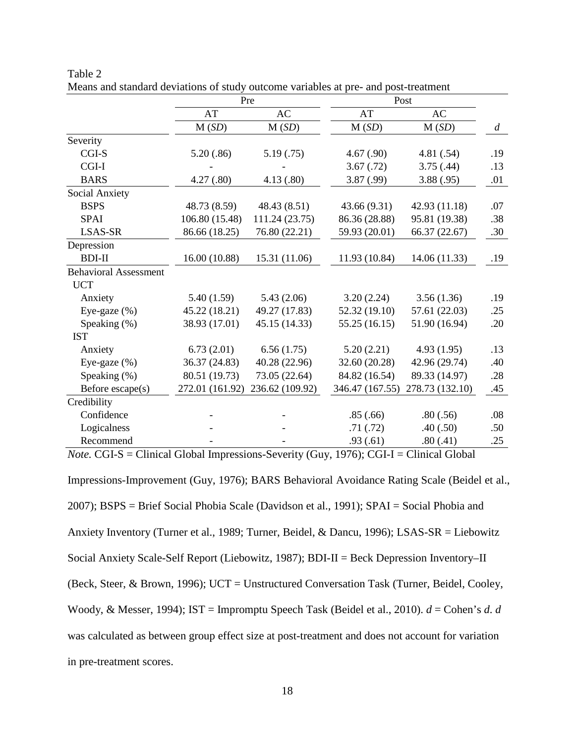Table 2

Means and standard deviations of study outcome variables at pre- and post-treatment

| | Pre | | Post | | |
|---|---|---|---|---|---|
| | AT | AC | AT | AC | |
| | M (*SD*) | M (*SD*) | M (*SD*) | M (*SD*) | *d* |
| Severity | | | | | |
| CGI-S | 5.20 (.86) | 5.19 (.75) | 4.67 (.90) | 4.81 (.54) | .19 |
| CGI-I | - | - | 3.67 (.72) | 3.75 (.44) | .13 |
| BARS | 4.27 (.80) | 4.13 (.80) | 3.87 (.99) | 3.88 (.95) | .01 |
| Social Anxiety | | | | | |
| BSPS | 48.73 (8.59) | 48.43 (8.51) | 43.66 (9.31) | 42.93 (11.18) | .07 |
| SPAI | 106.80 (15.48) | 111.24 (23.75) | 86.36 (28.88) | 95.81 (19.38) | .38 |
| LSAS-SR | 86.66 (18.25) | 76.80 (22.21) | 59.93 (20.01) | 66.37 (22.67) | .30 |
| Depression | | | | | |
| BDI-II | 16.00 (10.88) | 15.31 (11.06) | 11.93 (10.84) | 14.06 (11.33) | .19 |
| Behavioral Assessment | | | | | |
| UCT | | | | | |
| Anxiety | 5.40 (1.59) | 5.43 (2.06) | 3.20 (2.24) | 3.56 (1.36) | .19 |
| Eye-gaze (%) | 45.22 (18.21) | 49.27 (17.83) | 52.32 (19.10) | 57.61 (22.03) | .25 |
| Speaking (%) | 38.93 (17.01) | 45.15 (14.33) | 55.25 (16.15) | 51.90 (16.94) | .20 |
| IST | | | | | |
| Anxiety | 6.73 (2.01) | 6.56 (1.75) | 5.20 (2.21) | 4.93 (1.95) | .13 |
| Eye-gaze (%) | 36.37 (24.83) | 40.28 (22.96) | 32.60 (20.28) | 42.96 (29.74) | .40 |
| Speaking (%) | 80.51 (19.73) | 73.05 (22.64) | 84.82 (16.54) | 89.33 (14.97) | .28 |
| Before escape(s) | 272.01 (161.92) | 236.62 (109.92) | 346.47 (167.55) | 278.73 (132.10) | .45 |
| Credibility | | | | | |
| Confidence | - | - | .85 (.66) | .80 (.56) | .08 |
| Logicalness | - | - | .71 (.72) | .40 (.50) | .50 |
| Recommend | - | - | .93 (.61) | .80 (.41) | .25 |

*Note.* CGI-S = Clinical Global Impressions-Severity (Guy, 1976); CGI-I = Clinical Global Impressions-Improvement (Guy, 1976); BARS Behavioral Avoidance Rating Scale (Beidel et al., 2007); BSPS = Brief Social Phobia Scale (Davidson et al., 1991); SPAI = Social Phobia and Anxiety Inventory (Turner et al., 1989; Turner, Beidel, & Dancu, 1996); LSAS-SR = Liebowitz Social Anxiety Scale-Self Report (Liebowitz, 1987); BDI-II = Beck Depression Inventory–II (Beck, Steer, & Brown, 1996); UCT = Unstructured Conversation Task (Turner, Beidel, Cooley, Woody, & Messer, 1994); IST = Impromptu Speech Task (Beidel et al., 2010). *d* = Cohen's *d*. *d* was calculated as between group effect size at post-treatment and does not account for variation in pre-treatment scores.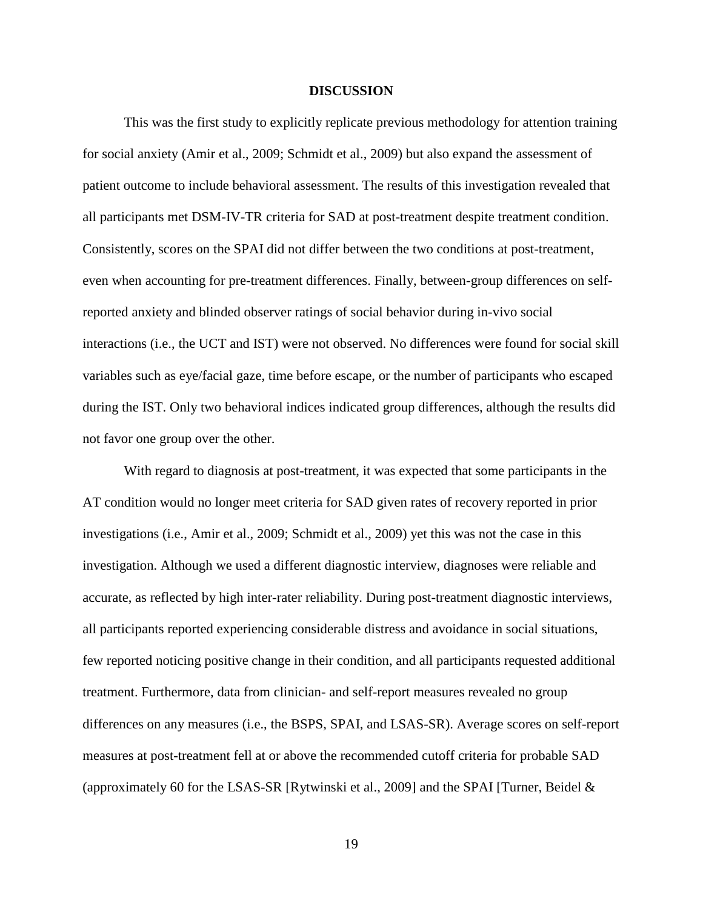## DISCUSSION

This was the first study to explicitly replicate previous methodology for attention training for social anxiety (Amir et al., 2009; Schmidt et al., 2009) but also expand the assessment of patient outcome to include behavioral assessment. The results of this investigation revealed that all participants met DSM-IV-TR criteria for SAD at post-treatment despite treatment condition. Consistently, scores on the SPAI did not differ between the two conditions at post-treatment, even when accounting for pre-treatment differences. Finally, between-group differences on self-reported anxiety and blinded observer ratings of social behavior during in-vivo social interactions (i.e., the UCT and IST) were not observed. No differences were found for social skill variables such as eye/facial gaze, time before escape, or the number of participants who escaped during the IST. Only two behavioral indices indicated group differences, although the results did not favor one group over the other.

With regard to diagnosis at post-treatment, it was expected that some participants in the AT condition would no longer meet criteria for SAD given rates of recovery reported in prior investigations (i.e., Amir et al., 2009; Schmidt et al., 2009) yet this was not the case in this investigation. Although we used a different diagnostic interview, diagnoses were reliable and accurate, as reflected by high inter-rater reliability. During post-treatment diagnostic interviews, all participants reported experiencing considerable distress and avoidance in social situations, few reported noticing positive change in their condition, and all participants requested additional treatment. Furthermore, data from clinician- and self-report measures revealed no group differences on any measures (i.e., the BSPS, SPAI, and LSAS-SR). Average scores on self-report measures at post-treatment fell at or above the recommended cutoff criteria for probable SAD (approximately 60 for the LSAS-SR [Rytwinski et al., 2009] and the SPAI [Turner, Beidel &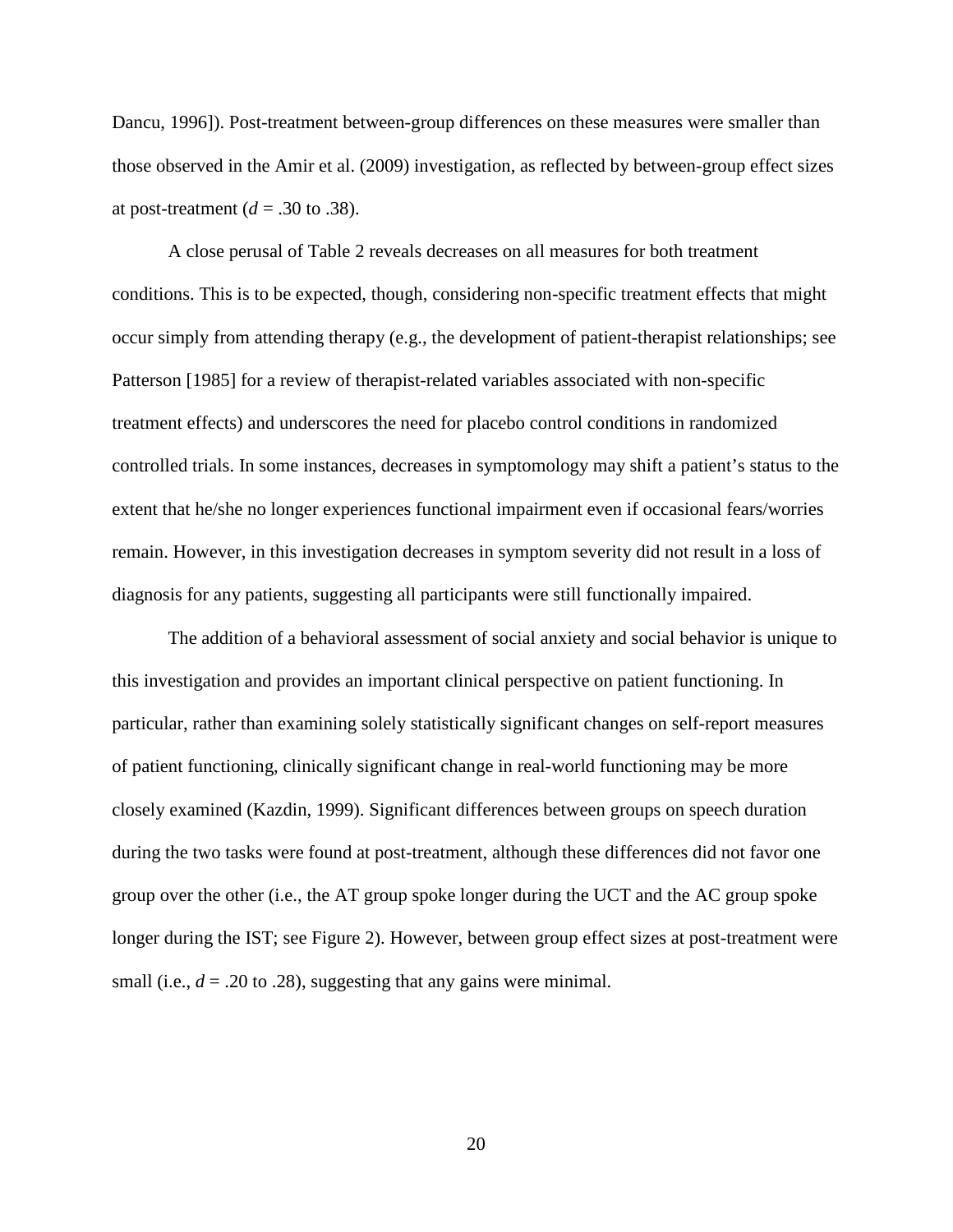Dancu, 1996]). Post-treatment between-group differences on these measures were smaller than those observed in the Amir et al. (2009) investigation, as reflected by between-group effect sizes at post-treatment ($d$ = .30 to .38).

A close perusal of Table 2 reveals decreases on all measures for both treatment conditions. This is to be expected, though, considering non-specific treatment effects that might occur simply from attending therapy (e.g., the development of patient-therapist relationships; see Patterson [1985] for a review of therapist-related variables associated with non-specific treatment effects) and underscores the need for placebo control conditions in randomized controlled trials. In some instances, decreases in symptomology may shift a patient's status to the extent that he/she no longer experiences functional impairment even if occasional fears/worries remain. However, in this investigation decreases in symptom severity did not result in a loss of diagnosis for any patients, suggesting all participants were still functionally impaired.

The addition of a behavioral assessment of social anxiety and social behavior is unique to this investigation and provides an important clinical perspective on patient functioning. In particular, rather than examining solely statistically significant changes on self-report measures of patient functioning, clinically significant change in real-world functioning may be more closely examined (Kazdin, 1999). Significant differences between groups on speech duration during the two tasks were found at post-treatment, although these differences did not favor one group over the other (i.e., the AT group spoke longer during the UCT and the AC group spoke longer during the IST; see Figure 2). However, between group effect sizes at post-treatment were small (i.e., $d$ = .20 to .28), suggesting that any gains were minimal.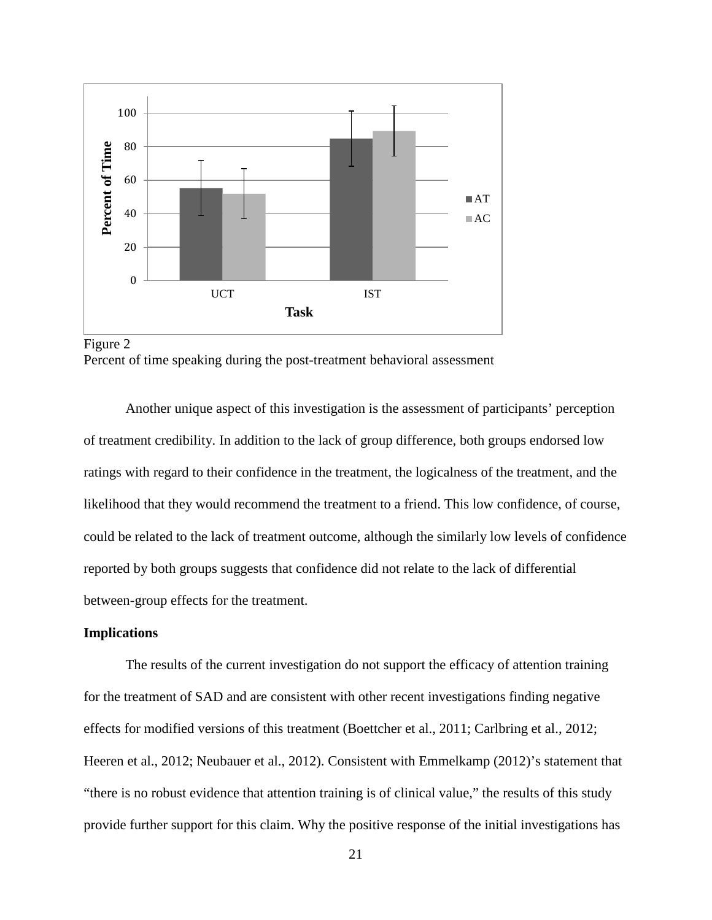Figure 2
Percent of time speaking during the post-treatment behavioral assessment

Another unique aspect of this investigation is the assessment of participants' perception of treatment credibility. In addition to the lack of group difference, both groups endorsed low ratings with regard to their confidence in the treatment, the logicalness of the treatment, and the likelihood that they would recommend the treatment to a friend. This low confidence, of course, could be related to the lack of treatment outcome, although the similarly low levels of confidence reported by both groups suggests that confidence did not relate to the lack of differential between-group effects for the treatment.

**Implications**

The results of the current investigation do not support the efficacy of attention training for the treatment of SAD and are consistent with other recent investigations finding negative effects for modified versions of this treatment (Boettcher et al., 2011; Carlbring et al., 2012; Heeren et al., 2012; Neubauer et al., 2012). Consistent with Emmelkamp (2012)'s statement that "there is no robust evidence that attention training is of clinical value," the results of this study provide further support for this claim. Why the positive response of the initial investigations has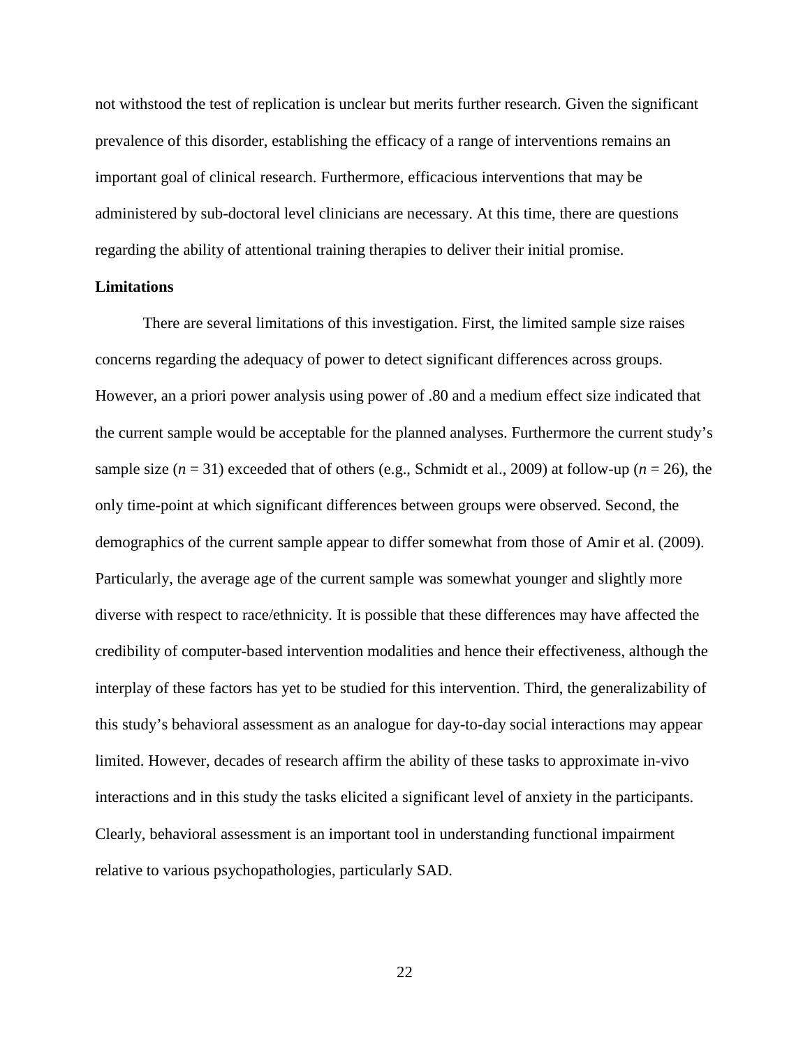not withstood the test of replication is unclear but merits further research. Given the significant prevalence of this disorder, establishing the efficacy of a range of interventions remains an important goal of clinical research. Furthermore, efficacious interventions that may be administered by sub-doctoral level clinicians are necessary. At this time, there are questions regarding the ability of attentional training therapies to deliver their initial promise.

**Limitations**

There are several limitations of this investigation. First, the limited sample size raises concerns regarding the adequacy of power to detect significant differences across groups. However, an a priori power analysis using power of .80 and a medium effect size indicated that the current sample would be acceptable for the planned analyses. Furthermore the current study's sample size (*n* = 31) exceeded that of others (e.g., Schmidt et al., 2009) at follow-up (*n* = 26), the only time-point at which significant differences between groups were observed. Second, the demographics of the current sample appear to differ somewhat from those of Amir et al. (2009). Particularly, the average age of the current sample was somewhat younger and slightly more diverse with respect to race/ethnicity. It is possible that these differences may have affected the credibility of computer-based intervention modalities and hence their effectiveness, although the interplay of these factors has yet to be studied for this intervention. Third, the generalizability of this study's behavioral assessment as an analogue for day-to-day social interactions may appear limited. However, decades of research affirm the ability of these tasks to approximate in-vivo interactions and in this study the tasks elicited a significant level of anxiety in the participants. Clearly, behavioral assessment is an important tool in understanding functional impairment relative to various psychopathologies, particularly SAD.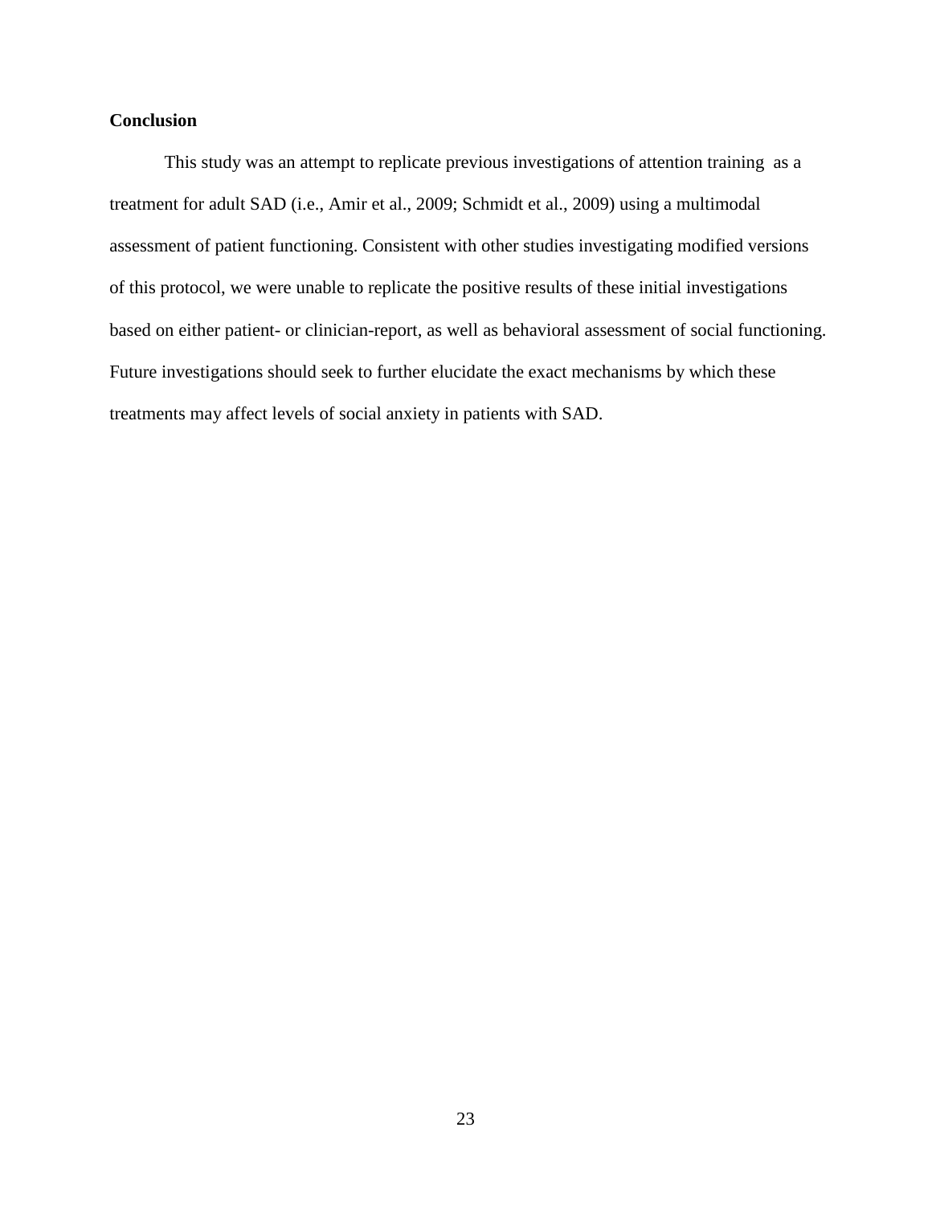**Conclusion**

This study was an attempt to replicate previous investigations of attention training as a treatment for adult SAD (i.e., Amir et al., 2009; Schmidt et al., 2009) using a multimodal assessment of patient functioning. Consistent with other studies investigating modified versions of this protocol, we were unable to replicate the positive results of these initial investigations based on either patient- or clinician-report, as well as behavioral assessment of social functioning. Future investigations should seek to further elucidate the exact mechanisms by which these treatments may affect levels of social anxiety in patients with SAD.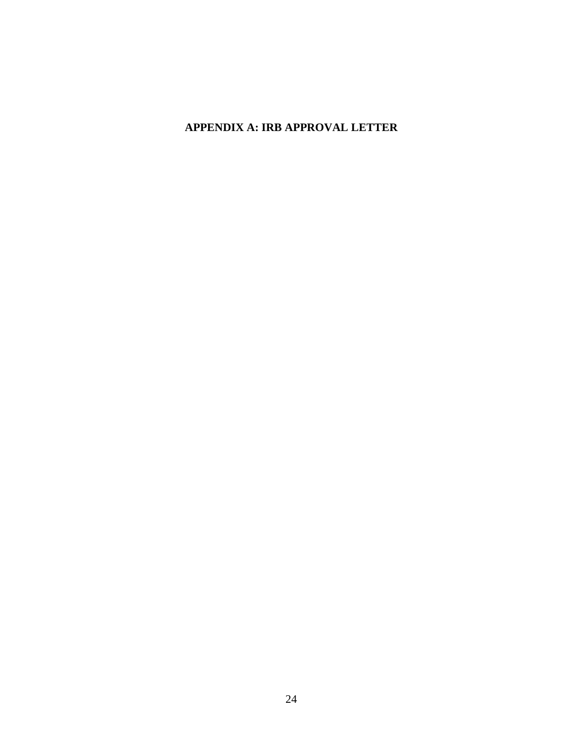# APPENDIX A: IRB APPROVAL LETTER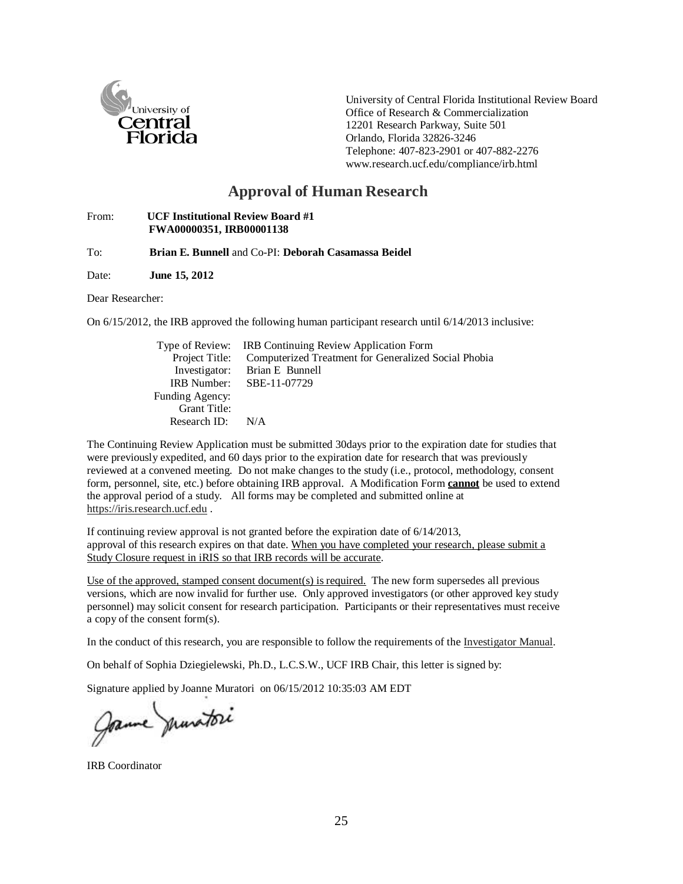University of Central Florida Institutional Review Board
Office of Research & Commercialization
12201 Research Parkway, Suite 501
Orlando, Florida 32826-3246
Telephone: 407-823-2901 or 407-882-2276
www.research.ucf.edu/compliance/irb.html

## Approval of Human Research

From: **UCF Institutional Review Board #1**
**FWA00000351, IRB00001138**

To: **Brian E. Bunnell** and Co-PI: **Deborah Casamassa Beidel**

Date: **June 15, 2012**

Dear Researcher:

On 6/15/2012, the IRB approved the following human participant research until 6/14/2013 inclusive:

Type of Review: IRB Continuing Review Application Form
Project Title: Computerized Treatment for Generalized Social Phobia
Investigator: Brian E Bunnell
IRB Number: SBE-11-07729
Funding Agency:
Grant Title:
Research ID: N/A

The Continuing Review Application must be submitted 30days prior to the expiration date for studies that were previously expedited, and 60 days prior to the expiration date for research that was previously reviewed at a convened meeting. Do not make changes to the study (i.e., protocol, methodology, consent form, personnel, site, etc.) before obtaining IRB approval. A Modification Form **cannot** be used to extend the approval period of a study. All forms may be completed and submitted online at https://iris.research.ucf.edu .

If continuing review approval is not granted before the expiration date of 6/14/2013, approval of this research expires on that date. When you have completed your research, please submit a Study Closure request in iRIS so that IRB records will be accurate.

Use of the approved, stamped consent document(s) is required. The new form supersedes all previous versions, which are now invalid for further use. Only approved investigators (or other approved key study personnel) may solicit consent for research participation. Participants or their representatives must receive a copy of the consent form(s).

In the conduct of this research, you are responsible to follow the requirements of the Investigator Manual.

On behalf of Sophia Dziegielewski, Ph.D., L.C.S.W., UCF IRB Chair, this letter is signed by:

Signature applied by Joanne Muratori on 06/15/2012 10:35:03 AM EDT

IRB Coordinator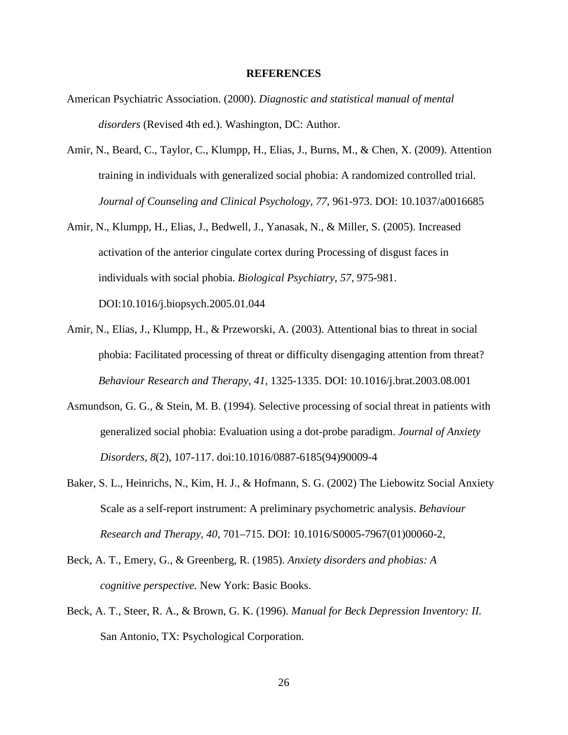**REFERENCES**

American Psychiatric Association. (2000). *Diagnostic and statistical manual of mental disorders* (Revised 4th ed.). Washington, DC: Author.

Amir, N., Beard, C., Taylor, C., Klumpp, H., Elias, J., Burns, M., & Chen, X. (2009). Attention training in individuals with generalized social phobia: A randomized controlled trial. *Journal of Counseling and Clinical Psychology, 77*, 961-973. DOI: 10.1037/a0016685

Amir, N., Klumpp, H., Elias, J., Bedwell, J., Yanasak, N., & Miller, S. (2005). Increased activation of the anterior cingulate cortex during Processing of disgust faces in individuals with social phobia. *Biological Psychiatry, 57*, 975-981. DOI:10.1016/j.biopsych.2005.01.044

Amir, N., Elias, J., Klumpp, H., & Przeworski, A. (2003). Attentional bias to threat in social phobia: Facilitated processing of threat or difficulty disengaging attention from threat? *Behaviour Research and Therapy, 41*, 1325-1335. DOI: 10.1016/j.brat.2003.08.001

Asmundson, G. G., & Stein, M. B. (1994). Selective processing of social threat in patients with generalized social phobia: Evaluation using a dot-probe paradigm. *Journal of Anxiety Disorders, 8*(2), 107-117. doi:10.1016/0887-6185(94)90009-4

Baker, S. L., Heinrichs, N., Kim, H. J., & Hofmann, S. G. (2002) The Liebowitz Social Anxiety Scale as a self-report instrument: A preliminary psychometric analysis. *Behaviour Research and Therapy, 40*, 701–715. DOI: 10.1016/S0005-7967(01)00060-2,

Beck, A. T., Emery, G., & Greenberg, R. (1985). *Anxiety disorders and phobias: A cognitive perspective.* New York: Basic Books.

Beck, A. T., Steer, R. A., & Brown, G. K. (1996). *Manual for Beck Depression Inventory: II.* San Antonio, TX: Psychological Corporation.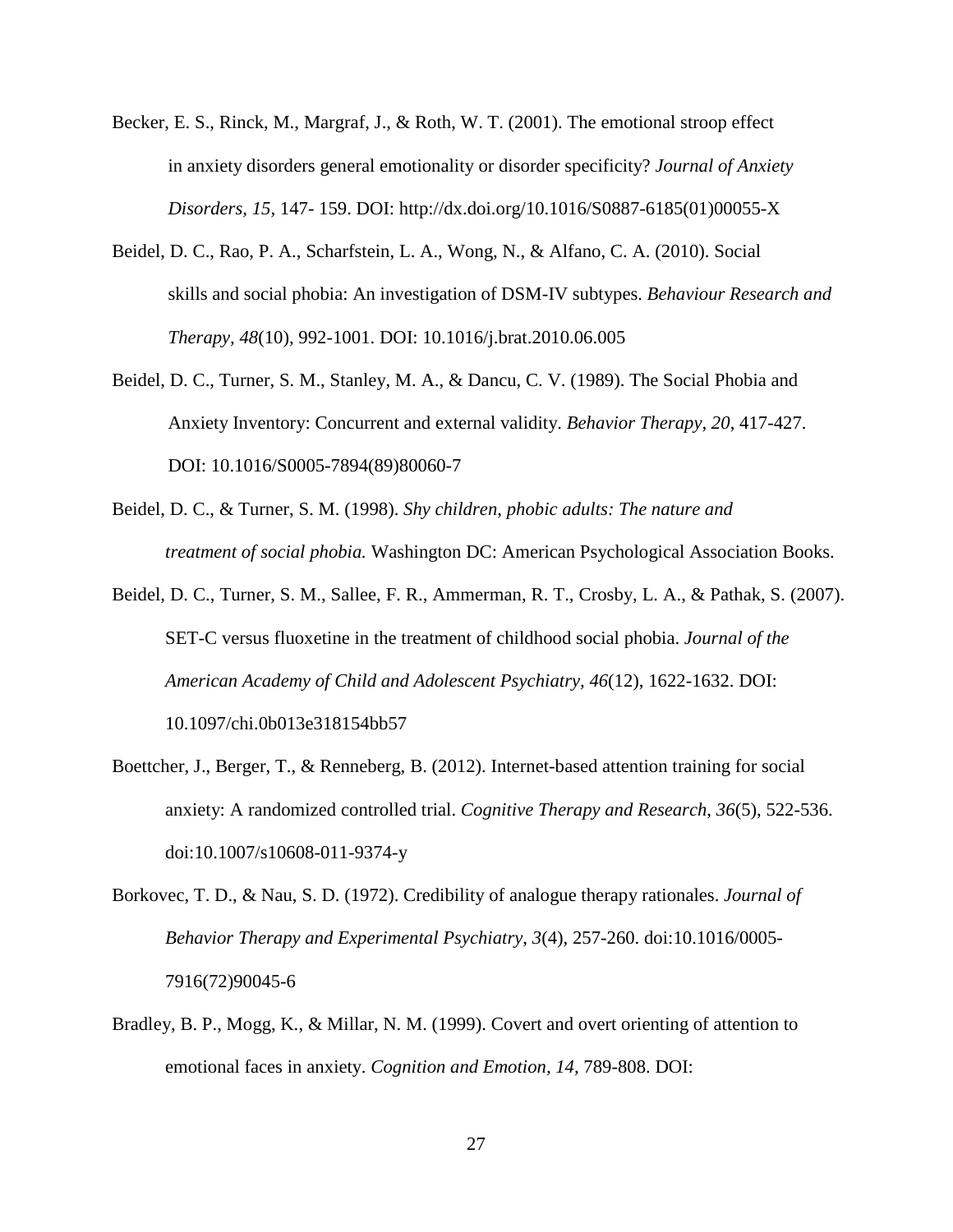Becker, E. S., Rinck, M., Margraf, J., & Roth, W. T. (2001). The emotional stroop effect in anxiety disorders general emotionality or disorder specificity? *Journal of Anxiety Disorders*, *15*, 147- 159. DOI: http://dx.doi.org/10.1016/S0887-6185(01)00055-X

Beidel, D. C., Rao, P. A., Scharfstein, L. A., Wong, N., & Alfano, C. A. (2010). Social skills and social phobia: An investigation of DSM-IV subtypes. *Behaviour Research and Therapy*, *48*(10), 992-1001. DOI: 10.1016/j.brat.2010.06.005

Beidel, D. C., Turner, S. M., Stanley, M. A., & Dancu, C. V. (1989). The Social Phobia and Anxiety Inventory: Concurrent and external validity. *Behavior Therapy, 20*, 417-427. DOI: 10.1016/S0005-7894(89)80060-7

Beidel, D. C., & Turner, S. M. (1998). *Shy children, phobic adults: The nature and treatment of social phobia.* Washington DC: American Psychological Association Books.

Beidel, D. C., Turner, S. M., Sallee, F. R., Ammerman, R. T., Crosby, L. A., & Pathak, S. (2007). SET-C versus fluoxetine in the treatment of childhood social phobia. *Journal of the American Academy of Child and Adolescent Psychiatry, 46*(12), 1622-1632. DOI: 10.1097/chi.0b013e318154bb57

Boettcher, J., Berger, T., & Renneberg, B. (2012). Internet-based attention training for social anxiety: A randomized controlled trial. *Cognitive Therapy and Research*, *36*(5), 522-536. doi:10.1007/s10608-011-9374-y

Borkovec, T. D., & Nau, S. D. (1972). Credibility of analogue therapy rationales. *Journal of Behavior Therapy and Experimental Psychiatry*, *3*(4), 257-260. doi:10.1016/0005-7916(72)90045-6

Bradley, B. P., Mogg, K., & Millar, N. M. (1999). Covert and overt orienting of attention to emotional faces in anxiety. *Cognition and Emotion, 14*, 789-808. DOI: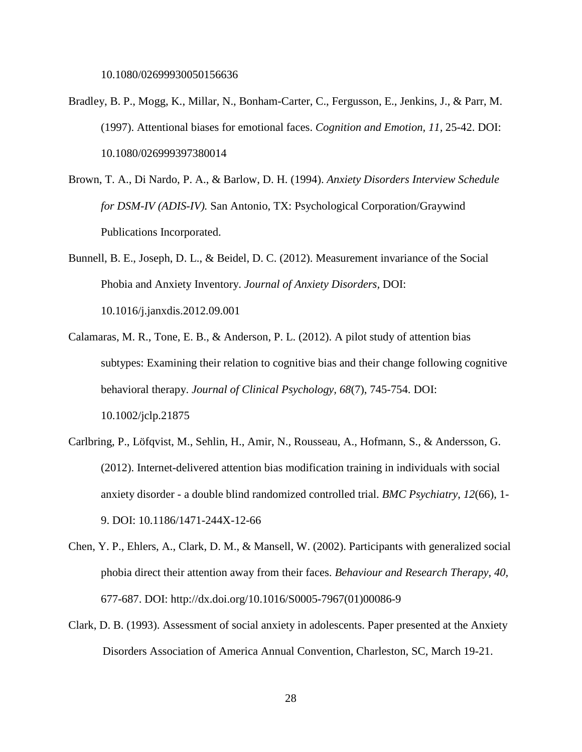10.1080/02699930050156636

Bradley, B. P., Mogg, K., Millar, N., Bonham-Carter, C., Fergusson, E., Jenkins, J., & Parr, M. (1997). Attentional biases for emotional faces. *Cognition and Emotion*, *11*, 25-42. DOI: 10.1080/026999397380014

Brown, T. A., Di Nardo, P. A., & Barlow, D. H. (1994). *Anxiety Disorders Interview Schedule for DSM-IV (ADIS-IV).* San Antonio, TX: Psychological Corporation/Graywind Publications Incorporated.

Bunnell, B. E., Joseph, D. L., & Beidel, D. C. (2012). Measurement invariance of the Social Phobia and Anxiety Inventory. *Journal of Anxiety Disorders*, DOI: 10.1016/j.janxdis.2012.09.001

Calamaras, M. R., Tone, E. B., & Anderson, P. L. (2012). A pilot study of attention bias subtypes: Examining their relation to cognitive bias and their change following cognitive behavioral therapy. *Journal of Clinical Psychology, 68*(7), 745-754. DOI: 10.1002/jclp.21875

Carlbring, P., Löfqvist, M., Sehlin, H., Amir, N., Rousseau, A., Hofmann, S., & Andersson, G. (2012). Internet-delivered attention bias modification training in individuals with social anxiety disorder - a double blind randomized controlled trial. *BMC Psychiatry*, *12*(66), 1-9. DOI: 10.1186/1471-244X-12-66

Chen, Y. P., Ehlers, A., Clark, D. M., & Mansell, W. (2002). Participants with generalized social phobia direct their attention away from their faces. *Behaviour and Research Therapy*, *40*, 677-687. DOI: http://dx.doi.org/10.1016/S0005-7967(01)00086-9

Clark, D. B. (1993). Assessment of social anxiety in adolescents. Paper presented at the Anxiety Disorders Association of America Annual Convention, Charleston, SC, March 19-21.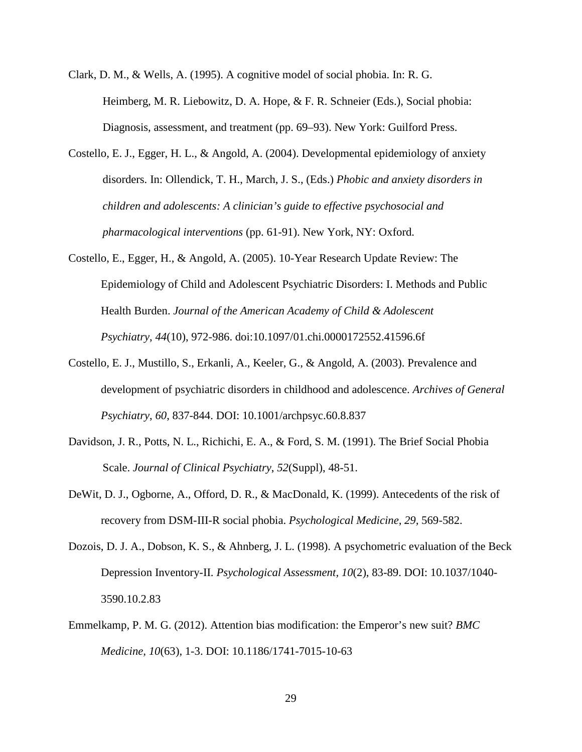Clark, D. M., & Wells, A. (1995). A cognitive model of social phobia. In: R. G. Heimberg, M. R. Liebowitz, D. A. Hope, & F. R. Schneier (Eds.), Social phobia: Diagnosis, assessment, and treatment (pp. 69–93). New York: Guilford Press.

Costello, E. J., Egger, H. L., & Angold, A. (2004). Developmental epidemiology of anxiety disorders. In: Ollendick, T. H., March, J. S., (Eds.) *Phobic and anxiety disorders in children and adolescents: A clinician's guide to effective psychosocial and pharmacological interventions* (pp. 61-91). New York, NY: Oxford.

Costello, E., Egger, H., & Angold, A. (2005). 10-Year Research Update Review: The Epidemiology of Child and Adolescent Psychiatric Disorders: I. Methods and Public Health Burden. *Journal of the American Academy of Child & Adolescent Psychiatry*, *44*(10), 972-986. doi:10.1097/01.chi.0000172552.41596.6f

Costello, E. J., Mustillo, S., Erkanli, A., Keeler, G., & Angold, A. (2003). Prevalence and development of psychiatric disorders in childhood and adolescence. *Archives of General Psychiatry*, *60*, 837-844. DOI: 10.1001/archpsyc.60.8.837

Davidson, J. R., Potts, N. L., Richichi, E. A., & Ford, S. M. (1991). The Brief Social Phobia Scale. *Journal of Clinical Psychiatry*, *52*(Suppl), 48-51.

DeWit, D. J., Ogborne, A., Offord, D. R., & MacDonald, K. (1999). Antecedents of the risk of recovery from DSM-III-R social phobia. *Psychological Medicine*, *29*, 569-582.

Dozois, D. J. A., Dobson, K. S., & Ahnberg, J. L. (1998). A psychometric evaluation of the Beck Depression Inventory-II. *Psychological Assessment*, *10*(2), 83-89. DOI: 10.1037/1040-3590.10.2.83

Emmelkamp, P. M. G. (2012). Attention bias modification: the Emperor's new suit? *BMC Medicine*, *10*(63), 1-3. DOI: 10.1186/1741-7015-10-63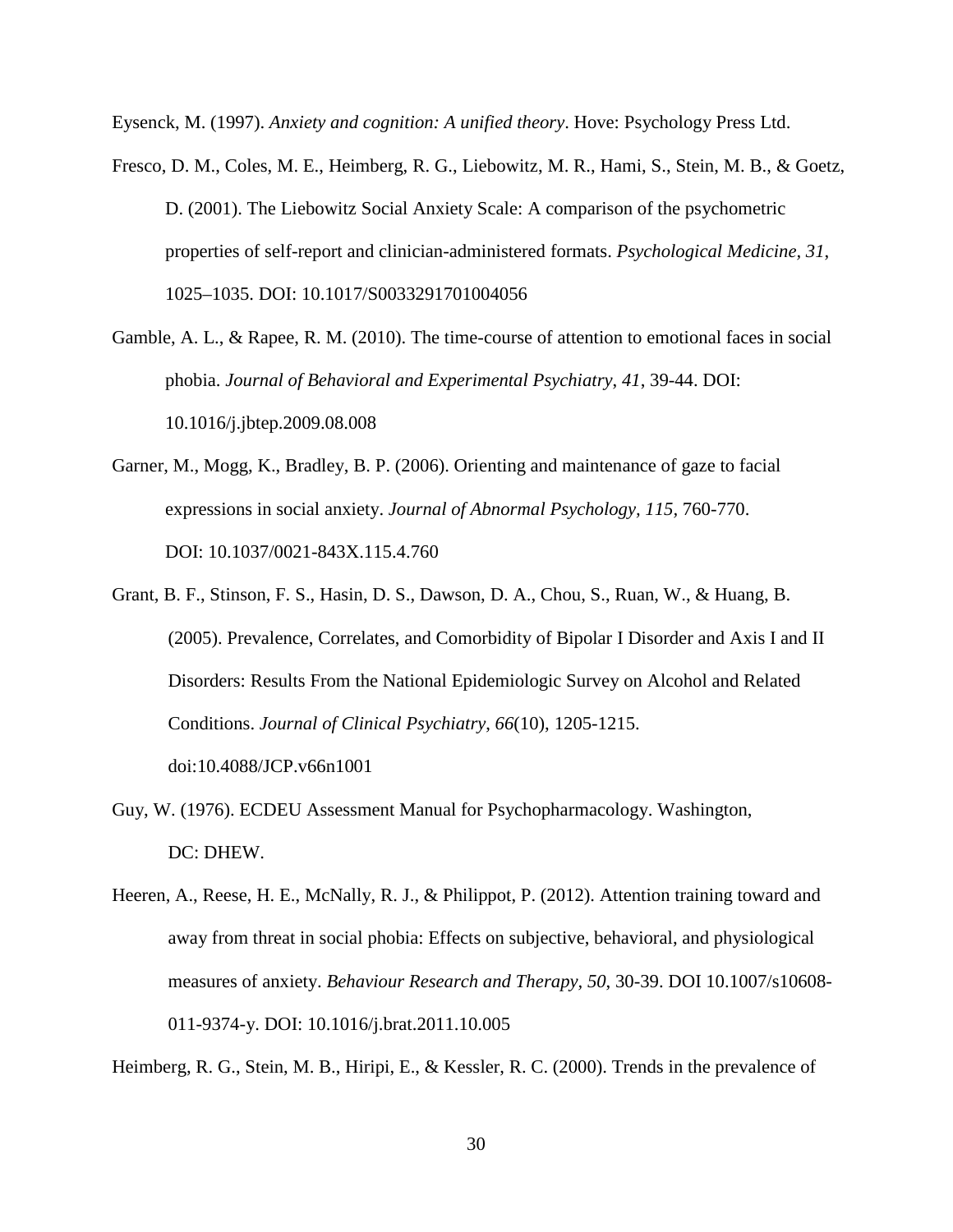Eysenck, M. (1997). *Anxiety and cognition: A unified theory*. Hove: Psychology Press Ltd.

Fresco, D. M., Coles, M. E., Heimberg, R. G., Liebowitz, M. R., Hami, S., Stein, M. B., & Goetz, D. (2001). The Liebowitz Social Anxiety Scale: A comparison of the psychometric properties of self-report and clinician-administered formats. *Psychological Medicine, 31*, 1025–1035. DOI: 10.1017/S0033291701004056

Gamble, A. L., & Rapee, R. M. (2010). The time-course of attention to emotional faces in social phobia. *Journal of Behavioral and Experimental Psychiatry*, *41*, 39-44. DOI: 10.1016/j.jbtep.2009.08.008

Garner, M., Mogg, K., Bradley, B. P. (2006). Orienting and maintenance of gaze to facial expressions in social anxiety. *Journal of Abnormal Psychology, 115,* 760-770. DOI: 10.1037/0021-843X.115.4.760

Grant, B. F., Stinson, F. S., Hasin, D. S., Dawson, D. A., Chou, S., Ruan, W., & Huang, B. (2005). Prevalence, Correlates, and Comorbidity of Bipolar I Disorder and Axis I and II Disorders: Results From the National Epidemiologic Survey on Alcohol and Related Conditions. *Journal of Clinical Psychiatry, 66*(10), 1205-1215. doi:10.4088/JCP.v66n1001

Guy, W. (1976). ECDEU Assessment Manual for Psychopharmacology. Washington, DC: DHEW.

Heeren, A., Reese, H. E., McNally, R. J., & Philippot, P. (2012). Attention training toward and away from threat in social phobia: Effects on subjective, behavioral, and physiological measures of anxiety. *Behaviour Research and Therapy*, *50*, 30-39. DOI 10.1007/s10608-011-9374-y. DOI: 10.1016/j.brat.2011.10.005

Heimberg, R. G., Stein, M. B., Hiripi, E., & Kessler, R. C. (2000). Trends in the prevalence of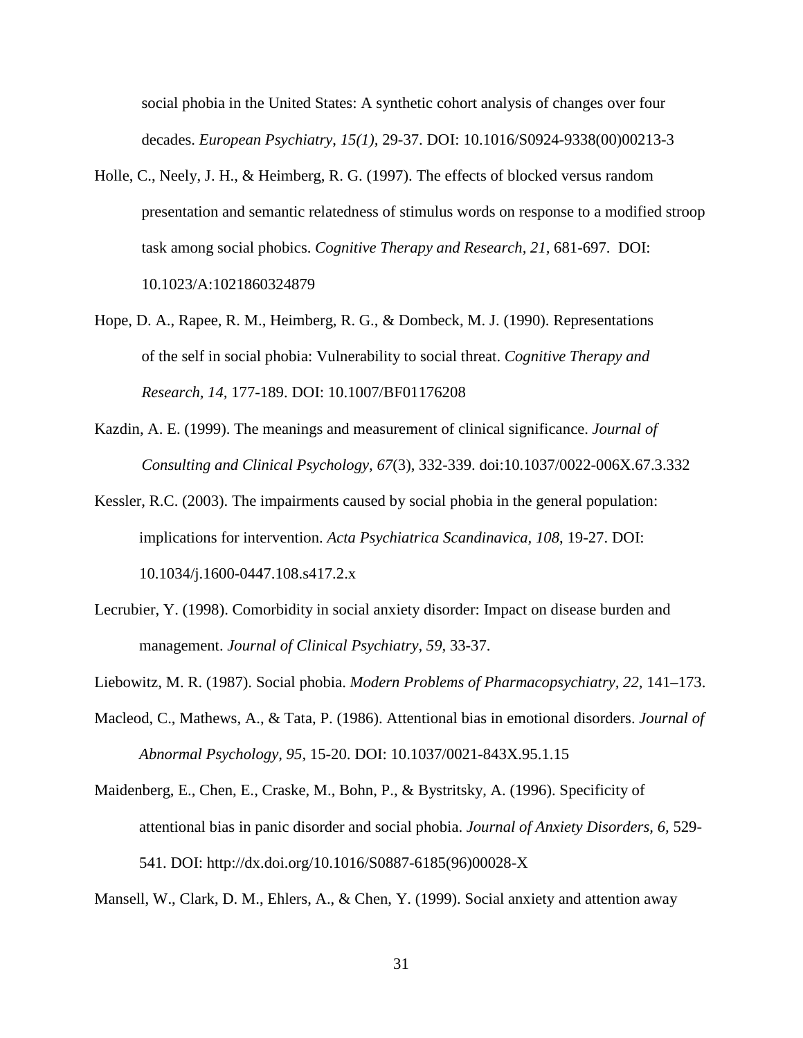social phobia in the United States: A synthetic cohort analysis of changes over four decades. *European Psychiatry, 15(1),* 29-37. DOI: 10.1016/S0924-9338(00)00213-3

Holle, C., Neely, J. H., & Heimberg, R. G. (1997). The effects of blocked versus random presentation and semantic relatedness of stimulus words on response to a modified stroop task among social phobics. *Cognitive Therapy and Research, 21,* 681-697. DOI: 10.1023/A:1021860324879

Hope, D. A., Rapee, R. M., Heimberg, R. G., & Dombeck, M. J. (1990). Representations of the self in social phobia: Vulnerability to social threat. *Cognitive Therapy and Research, 14,* 177-189. DOI: 10.1007/BF01176208

Kazdin, A. E. (1999). The meanings and measurement of clinical significance. *Journal of Consulting and Clinical Psychology*, *67*(3), 332-339. doi:10.1037/0022-006X.67.3.332

Kessler, R.C. (2003). The impairments caused by social phobia in the general population: implications for intervention. *Acta Psychiatrica Scandinavica, 108*, 19-27. DOI: 10.1034/j.1600-0447.108.s417.2.x

Lecrubier, Y. (1998). Comorbidity in social anxiety disorder: Impact on disease burden and management. *Journal of Clinical Psychiatry, 59,* 33-37.

Liebowitz, M. R. (1987). Social phobia. *Modern Problems of Pharmacopsychiatry, 22,* 141–173.

Macleod, C., Mathews, A., & Tata, P. (1986). Attentional bias in emotional disorders. *Journal of Abnormal Psychology, 95,* 15-20. DOI: 10.1037/0021-843X.95.1.15

Maidenberg, E., Chen, E., Craske, M., Bohn, P., & Bystritsky, A. (1996). Specificity of attentional bias in panic disorder and social phobia. *Journal of Anxiety Disorders*, *6,* 529-541. DOI: http://dx.doi.org/10.1016/S0887-6185(96)00028-X

Mansell, W., Clark, D. M., Ehlers, A., & Chen, Y. (1999). Social anxiety and attention away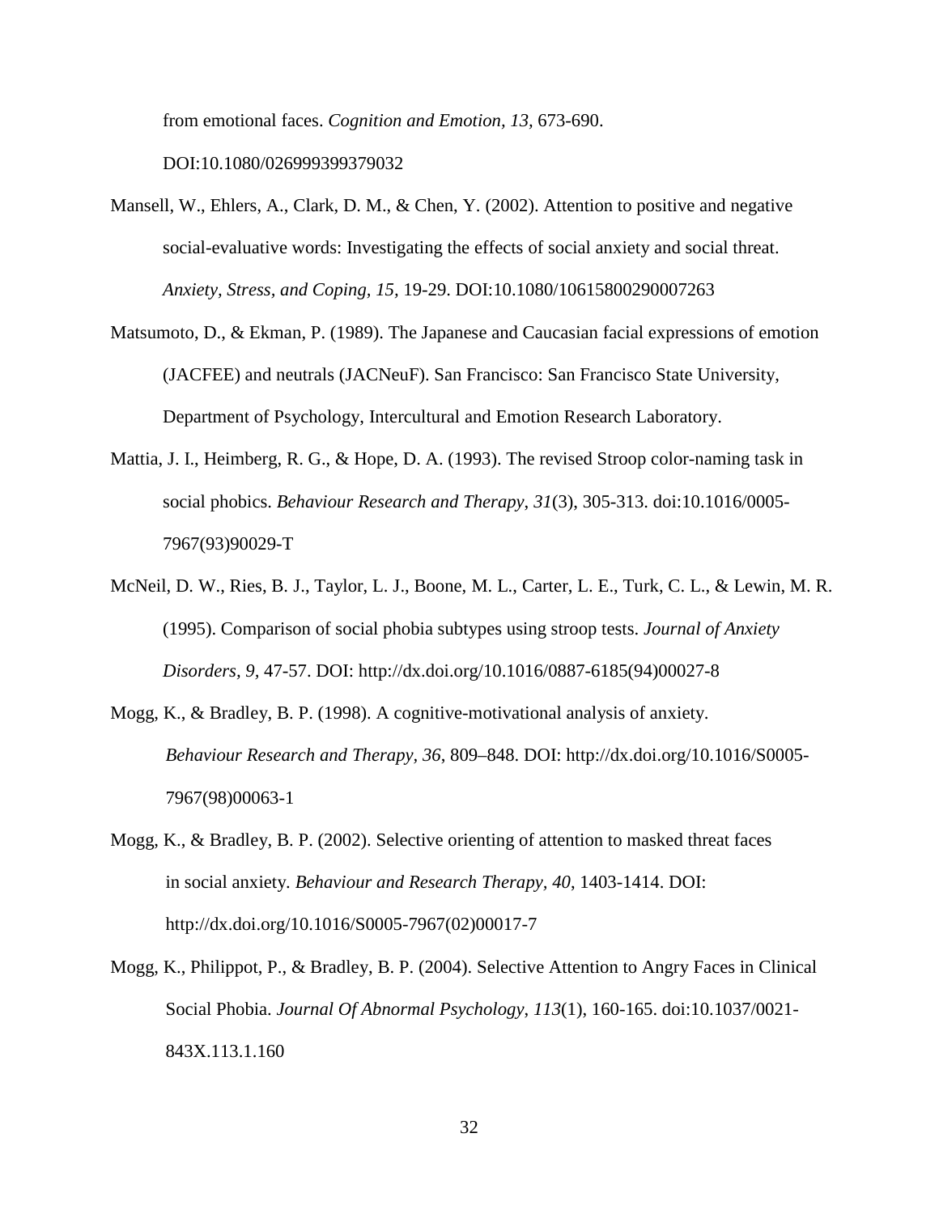from emotional faces. *Cognition and Emotion, 13,* 673-690. DOI:10.1080/026999399379032

Mansell, W., Ehlers, A., Clark, D. M., & Chen, Y. (2002). Attention to positive and negative social-evaluative words: Investigating the effects of social anxiety and social threat. *Anxiety, Stress, and Coping, 15,* 19-29. DOI:10.1080/10615800290007263

Matsumoto, D., & Ekman, P. (1989). The Japanese and Caucasian facial expressions of emotion (JACFEE) and neutrals (JACNeuF). San Francisco: San Francisco State University, Department of Psychology, Intercultural and Emotion Research Laboratory.

Mattia, J. I., Heimberg, R. G., & Hope, D. A. (1993). The revised Stroop color-naming task in social phobics. *Behaviour Research and Therapy*, *31*(3), 305-313. doi:10.1016/0005-7967(93)90029-T

McNeil, D. W., Ries, B. J., Taylor, L. J., Boone, M. L., Carter, L. E., Turk, C. L., & Lewin, M. R. (1995). Comparison of social phobia subtypes using stroop tests. *Journal of Anxiety Disorders, 9,* 47-57. DOI: http://dx.doi.org/10.1016/0887-6185(94)00027-8

Mogg, K., & Bradley, B. P. (1998). A cognitive-motivational analysis of anxiety. *Behaviour Research and Therapy, 36*, 809–848. DOI: http://dx.doi.org/10.1016/S0005-7967(98)00063-1

Mogg, K., & Bradley, B. P. (2002). Selective orienting of attention to masked threat faces in social anxiety. *Behaviour and Research Therapy*, *40*, 1403-1414. DOI: http://dx.doi.org/10.1016/S0005-7967(02)00017-7

Mogg, K., Philippot, P., & Bradley, B. P. (2004). Selective Attention to Angry Faces in Clinical Social Phobia. *Journal Of Abnormal Psychology*, *113*(1), 160-165. doi:10.1037/0021-843X.113.1.160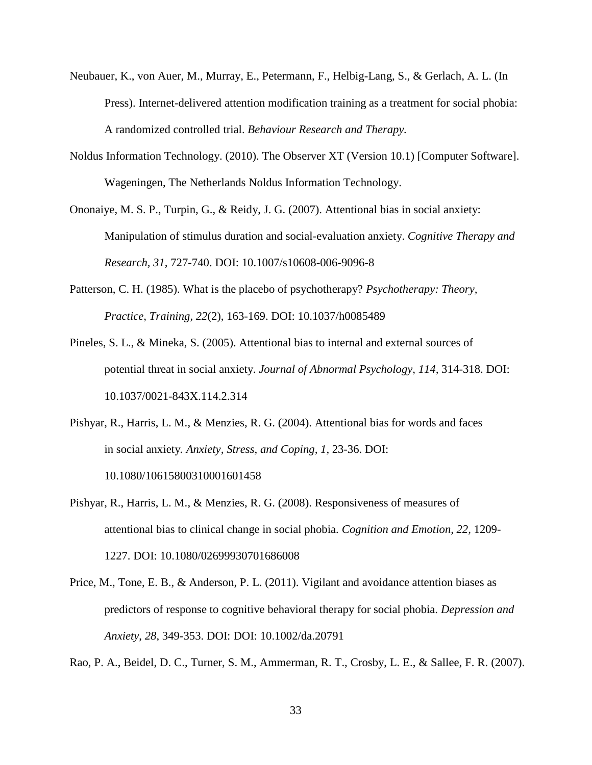Neubauer, K., von Auer, M., Murray, E., Petermann, F., Helbig-Lang, S., & Gerlach, A. L. (In Press). Internet-delivered attention modification training as a treatment for social phobia: A randomized controlled trial. *Behaviour Research and Therapy.*

Noldus Information Technology. (2010). The Observer XT (Version 10.1) [Computer Software]. Wageningen, The Netherlands Noldus Information Technology.

Ononaiye, M. S. P., Turpin, G., & Reidy, J. G. (2007). Attentional bias in social anxiety: Manipulation of stimulus duration and social-evaluation anxiety. *Cognitive Therapy and Research, 31,* 727-740. DOI: 10.1007/s10608-006-9096-8

Patterson, C. H. (1985). What is the placebo of psychotherapy? *Psychotherapy: Theory, Practice, Training, 22*(2), 163-169. DOI: 10.1037/h0085489

Pineles, S. L., & Mineka, S. (2005). Attentional bias to internal and external sources of potential threat in social anxiety. *Journal of Abnormal Psychology, 114,* 314-318. DOI: 10.1037/0021-843X.114.2.314

Pishyar, R., Harris, L. M., & Menzies, R. G. (2004). Attentional bias for words and faces in social anxiety. *Anxiety, Stress, and Coping, 1,* 23-36. DOI: 10.1080/10615800310001601458

Pishyar, R., Harris, L. M., & Menzies, R. G. (2008). Responsiveness of measures of attentional bias to clinical change in social phobia. *Cognition and Emotion, 22,* 1209-1227. DOI: 10.1080/02699930701686008

Price, M., Tone, E. B., & Anderson, P. L. (2011). Vigilant and avoidance attention biases as predictors of response to cognitive behavioral therapy for social phobia. *Depression and Anxiety, 28,* 349-353. DOI: DOI: 10.1002/da.20791

Rao, P. A., Beidel, D. C., Turner, S. M., Ammerman, R. T., Crosby, L. E., & Sallee, F. R. (2007).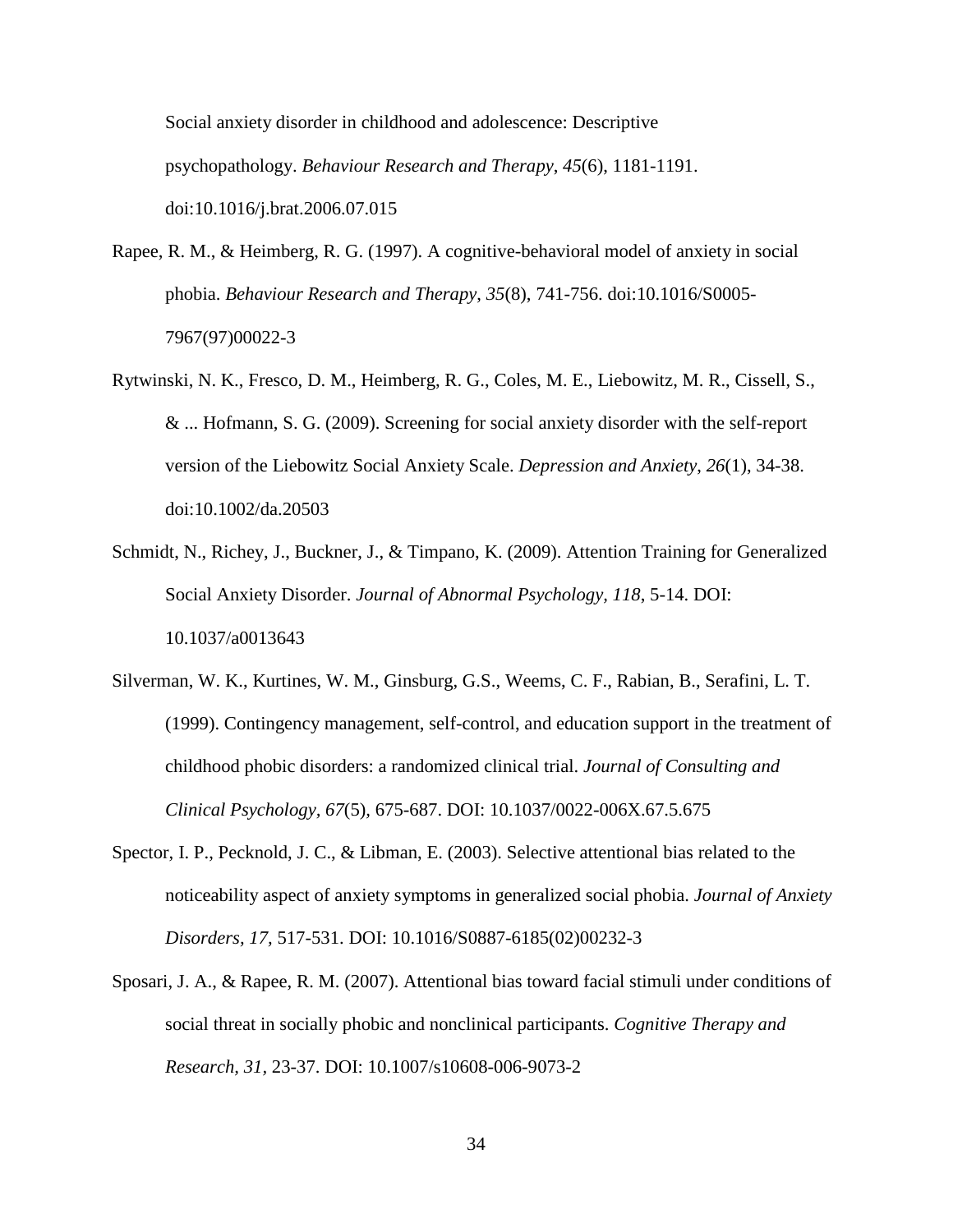Social anxiety disorder in childhood and adolescence: Descriptive psychopathology. *Behaviour Research and Therapy*, *45*(6), 1181-1191. doi:10.1016/j.brat.2006.07.015

Rapee, R. M., & Heimberg, R. G. (1997). A cognitive-behavioral model of anxiety in social phobia. *Behaviour Research and Therapy*, *35*(8), 741-756. doi:10.1016/S0005-7967(97)00022-3

Rytwinski, N. K., Fresco, D. M., Heimberg, R. G., Coles, M. E., Liebowitz, M. R., Cissell, S., & ... Hofmann, S. G. (2009). Screening for social anxiety disorder with the self-report version of the Liebowitz Social Anxiety Scale. *Depression and Anxiety*, *26*(1), 34-38. doi:10.1002/da.20503

Schmidt, N., Richey, J., Buckner, J., & Timpano, K. (2009). Attention Training for Generalized Social Anxiety Disorder. *Journal of Abnormal Psychology, 118*, 5-14. DOI: 10.1037/a0013643

Silverman, W. K., Kurtines, W. M., Ginsburg, G.S., Weems, C. F., Rabian, B., Serafini, L. T. (1999). Contingency management, self-control, and education support in the treatment of childhood phobic disorders: a randomized clinical trial. *Journal of Consulting and Clinical Psychology, 67*(5), 675-687. DOI: 10.1037/0022-006X.67.5.675

Spector, I. P., Pecknold, J. C., & Libman, E. (2003). Selective attentional bias related to the noticeability aspect of anxiety symptoms in generalized social phobia. *Journal of Anxiety Disorders, 17*, 517-531. DOI: 10.1016/S0887-6185(02)00232-3

Sposari, J. A., & Rapee, R. M. (2007). Attentional bias toward facial stimuli under conditions of social threat in socially phobic and nonclinical participants. *Cognitive Therapy and Research, 31*, 23-37. DOI: 10.1007/s10608-006-9073-2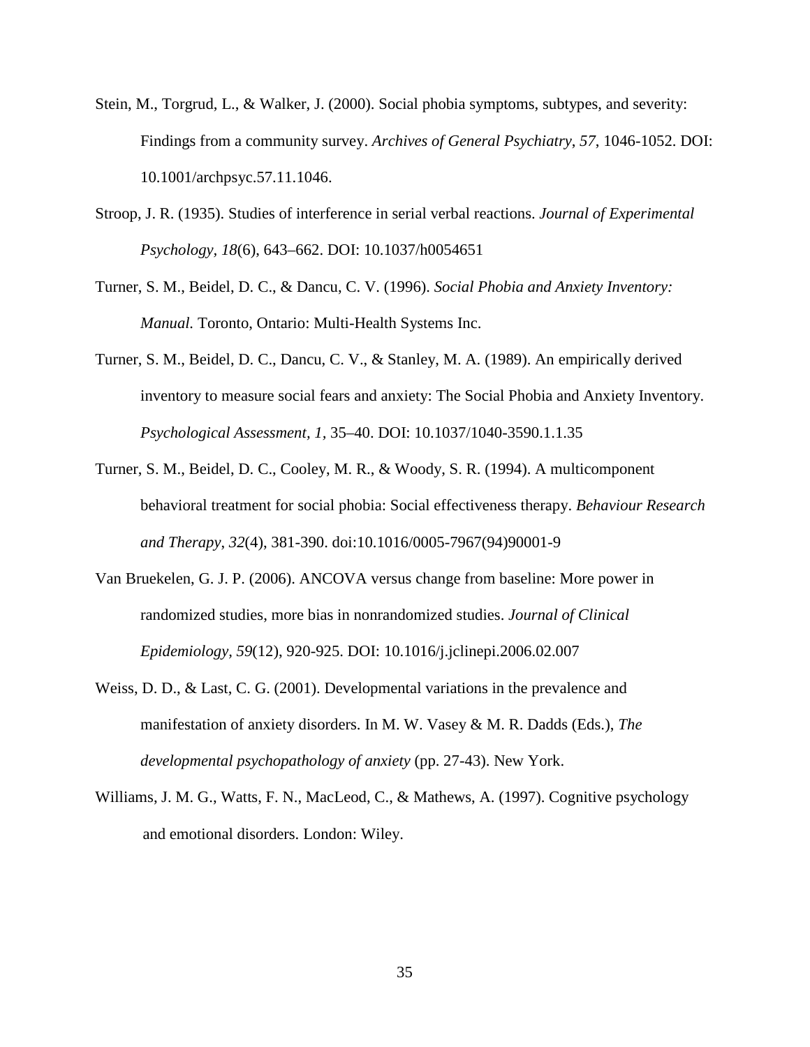Stein, M., Torgrud, L., & Walker, J. (2000). Social phobia symptoms, subtypes, and severity: Findings from a community survey. *Archives of General Psychiatry, 57*, 1046-1052. DOI: 10.1001/archpsyc.57.11.1046.

Stroop, J. R. (1935). Studies of interference in serial verbal reactions. *Journal of Experimental Psychology, 18*(6), 643–662. DOI: 10.1037/h0054651

Turner, S. M., Beidel, D. C., & Dancu, C. V. (1996). *Social Phobia and Anxiety Inventory: Manual.* Toronto, Ontario: Multi-Health Systems Inc.

Turner, S. M., Beidel, D. C., Dancu, C. V., & Stanley, M. A. (1989). An empirically derived inventory to measure social fears and anxiety: The Social Phobia and Anxiety Inventory. *Psychological Assessment, 1*, 35–40. DOI: 10.1037/1040-3590.1.1.35

Turner, S. M., Beidel, D. C., Cooley, M. R., & Woody, S. R. (1994). A multicomponent behavioral treatment for social phobia: Social effectiveness therapy. *Behaviour Research and Therapy*, *32*(4), 381-390. doi:10.1016/0005-7967(94)90001-9

Van Bruekelen, G. J. P. (2006). ANCOVA versus change from baseline: More power in randomized studies, more bias in nonrandomized studies. *Journal of Clinical Epidemiology, 59*(12), 920-925. DOI: 10.1016/j.jclinepi.2006.02.007

Weiss, D. D., & Last, C. G. (2001). Developmental variations in the prevalence and manifestation of anxiety disorders. In M. W. Vasey & M. R. Dadds (Eds.), *The developmental psychopathology of anxiety* (pp. 27-43). New York.

Williams, J. M. G., Watts, F. N., MacLeod, C., & Mathews, A. (1997). Cognitive psychology and emotional disorders. London: Wiley.